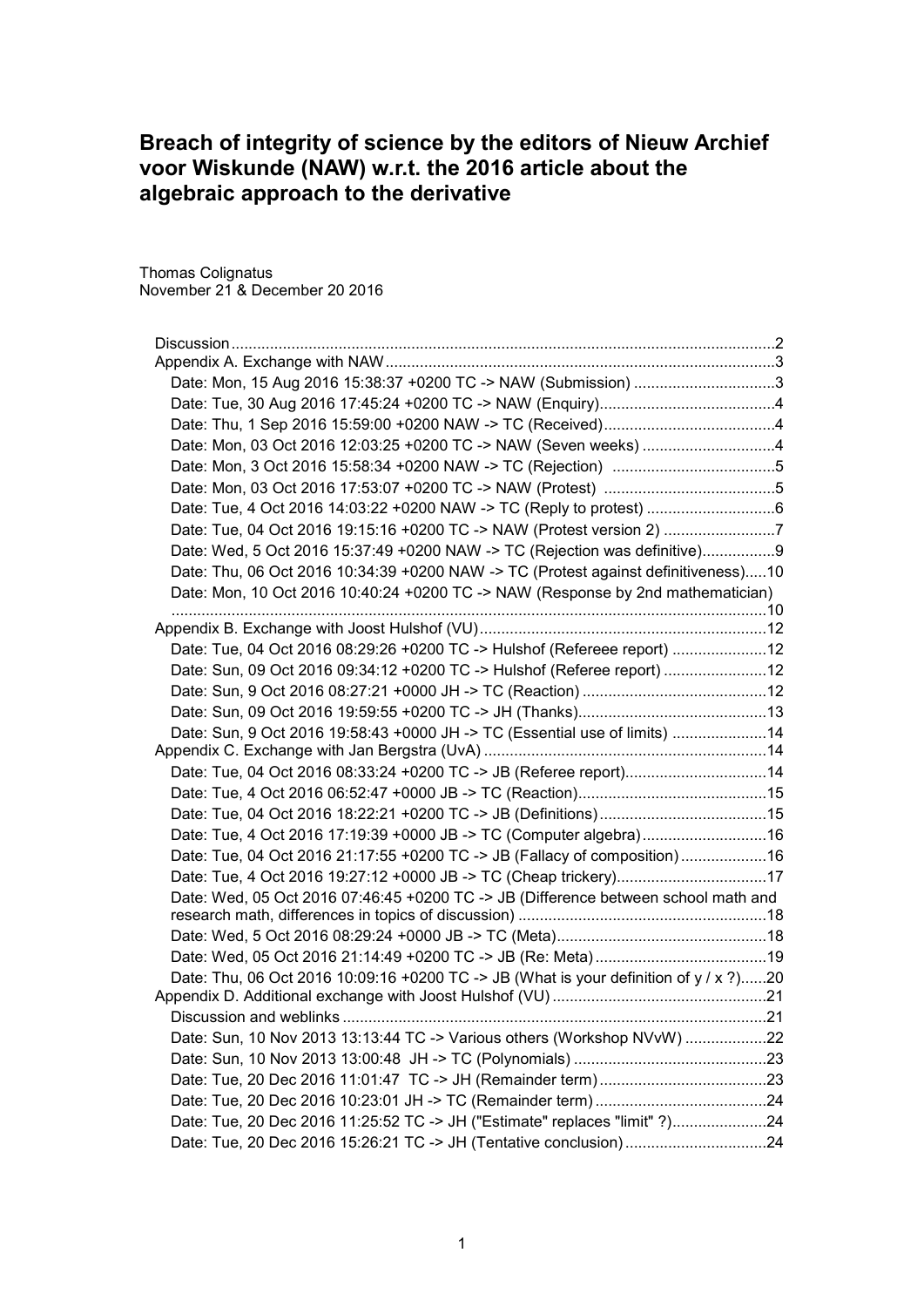# Breach of integrity of science by the editors of Nieuw Archief voor Wiskunde (NAW) w.r.t. the 2016 article about the algebraic approach to the derivative

Thomas Colignatus
November 21 & December 20 2016

- Discussion ..... 2
- Appendix A. Exchange with NAW ..... 3
  - Date: Mon, 15 Aug 2016 15:38:37 +0200 TC -> NAW (Submission) ..... 3
  - Date: Tue, 30 Aug 2016 17:45:24 +0200 TC -> NAW (Enquiry) ..... 4
  - Date: Thu, 1 Sep 2016 15:59:00 +0200 NAW -> TC (Received) ..... 4
  - Date: Mon, 03 Oct 2016 12:03:25 +0200 TC -> NAW (Seven weeks) ..... 4
  - Date: Mon, 3 Oct 2016 15:58:34 +0200 NAW -> TC (Rejection) ..... 5
  - Date: Mon, 03 Oct 2016 17:53:07 +0200 TC -> NAW (Protest) ..... 5
  - Date: Tue, 4 Oct 2016 14:03:22 +0200 NAW -> TC (Reply to protest) ..... 6
  - Date: Tue, 04 Oct 2016 19:15:16 +0200 TC -> NAW (Protest version 2) ..... 7
  - Date: Wed, 5 Oct 2016 15:37:49 +0200 NAW -> TC (Rejection was definitive) ..... 9
  - Date: Thu, 06 Oct 2016 10:34:39 +0200 NAW -> TC (Protest against definitiveness) ..... 10
  - Date: Mon, 10 Oct 2016 10:40:24 +0200 TC -> NAW (Response by 2nd mathematician) ..... 10
- Appendix B. Exchange with Joost Hulshof (VU) ..... 12
  - Date: Tue, 04 Oct 2016 08:29:26 +0200 TC -> Hulshof (Refereee report) ..... 12
  - Date: Sun, 09 Oct 2016 09:34:12 +0200 TC -> Hulshof (Referee report) ..... 12
  - Date: Sun, 9 Oct 2016 08:27:21 +0000 JH -> TC (Reaction) ..... 12
  - Date: Sun, 09 Oct 2016 19:59:55 +0200 TC -> JH (Thanks) ..... 13
  - Date: Sun, 9 Oct 2016 19:58:43 +0000 JH -> TC (Essential use of limits) ..... 14
- Appendix C. Exchange with Jan Bergstra (UvA) ..... 14
  - Date: Tue, 04 Oct 2016 08:33:24 +0200 TC -> JB (Referee report) ..... 14
  - Date: Tue, 4 Oct 2016 06:52:47 +0000 JB -> TC (Reaction) ..... 15
  - Date: Tue, 04 Oct 2016 18:22:21 +0200 TC -> JB (Definitions) ..... 15
  - Date: Tue, 4 Oct 2016 17:19:39 +0000 JB -> TC (Computer algebra) ..... 16
  - Date: Tue, 04 Oct 2016 21:17:55 +0200 TC -> JB (Fallacy of composition) ..... 16
  - Date: Tue, 4 Oct 2016 19:27:12 +0000 JB -> TC (Cheap trickery) ..... 17
  - Date: Wed, 05 Oct 2016 07:46:45 +0200 TC -> JB (Difference between school math and research math, differences in topics of discussion) ..... 18
  - Date: Wed, 5 Oct 2016 08:29:24 +0000 JB -> TC (Meta) ..... 18
  - Date: Wed, 05 Oct 2016 21:14:49 +0200 TC -> JB (Re: Meta) ..... 19
  - Date: Thu, 06 Oct 2016 10:09:16 +0200 TC -> JB (What is your definition of y / x ?) ..... 20
- Appendix D. Additional exchange with Joost Hulshof (VU) ..... 21
  - Discussion and weblinks ..... 21
  - Date: Sun, 10 Nov 2013 13:13:44 TC -> Various others (Workshop NVvW) ..... 22
  - Date: Sun, 10 Nov 2013 13:00:48 JH -> TC (Polynomials) ..... 23
  - Date: Tue, 20 Dec 2016 11:01:47 TC -> JH (Remainder term) ..... 23
  - Date: Tue, 20 Dec 2016 10:23:01 JH -> TC (Remainder term) ..... 24
  - Date: Tue, 20 Dec 2016 11:25:52 TC -> JH ("Estimate" replaces "limit" ?) ..... 24
  - Date: Tue, 20 Dec 2016 15:26:21 TC -> JH (Tentative conclusion) ..... 24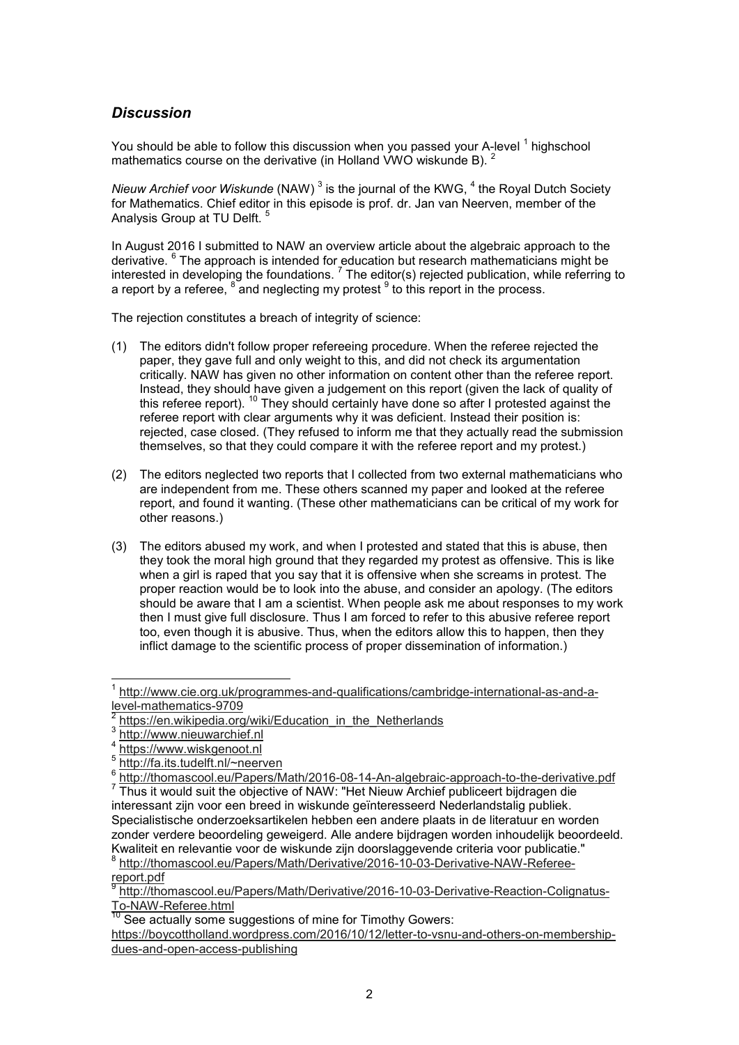## *Discussion*

You should be able to follow this discussion when you passed your A-level [1] highschool mathematics course on the derivative (in Holland VWO wiskunde B). [2]

*Nieuw Archief voor Wiskunde* (NAW) [3] is the journal of the KWG, [4] the Royal Dutch Society for Mathematics. Chief editor in this episode is prof. dr. Jan van Neerven, member of the Analysis Group at TU Delft. [5]

In August 2016 I submitted to NAW an overview article about the algebraic approach to the derivative. [6] The approach is intended for education but research mathematicians might be interested in developing the foundations. [7] The editor(s) rejected publication, while referring to a report by a referee, [8] and neglecting my protest [9] to this report in the process.

The rejection constitutes a breach of integrity of science:

(1) The editors didn't follow proper refereeing procedure. When the referee rejected the paper, they gave full and only weight to this, and did not check its argumentation critically. NAW has given no other information on content other than the referee report. Instead, they should have given a judgement on this report (given the lack of quality of this referee report). [10] They should certainly have done so after I protested against the referee report with clear arguments why it was deficient. Instead their position is: rejected, case closed. (They refused to inform me that they actually read the submission themselves, so that they could compare it with the referee report and my protest.)

(2) The editors neglected two reports that I collected from two external mathematicians who are independent from me. These others scanned my paper and looked at the referee report, and found it wanting. (These other mathematicians can be critical of my work for other reasons.)

(3) The editors abused my work, and when I protested and stated that this is abuse, then they took the moral high ground that they regarded my protest as offensive. This is like when a girl is raped that you say that it is offensive when she screams in protest. The proper reaction would be to look into the abuse, and consider an apology. (The editors should be aware that I am a scientist. When people ask me about responses to my work then I must give full disclosure. Thus I am forced to refer to this abusive referee report too, even though it is abusive. Thus, when the editors allow this to happen, then they inflict damage to the scientific process of proper dissemination of information.)

---

[1] http://www.cie.org.uk/programmes-and-qualifications/cambridge-international-as-and-a-level-mathematics-9709

[2] https://en.wikipedia.org/wiki/Education_in_the_Netherlands

[3] http://www.nieuwarchief.nl

[4] https://www.wiskgenoot.nl

[5] http://fa.its.tudelft.nl/~neerven

[6] http://thomascool.eu/Papers/Math/2016-08-14-An-algebraic-approach-to-the-derivative.pdf

[7] Thus it would suit the objective of NAW: "Het Nieuw Archief publiceert bijdragen die interessant zijn voor een breed in wiskunde geïnteresseerd Nederlandstalig publiek. Specialistische onderzoeksartikelen hebben een andere plaats in de literatuur en worden zonder verdere beoordeling geweigerd. Alle andere bijdragen worden inhoudelijk beoordeeld. Kwaliteit en relevantie voor de wiskunde zijn doorslaggevende criteria voor publicatie."

[8] http://thomascool.eu/Papers/Math/Derivative/2016-10-03-Derivative-NAW-Referee-report.pdf

[9] http://thomascool.eu/Papers/Math/Derivative/2016-10-03-Derivative-Reaction-Colignatus-To-NAW-Referee.html

[10] See actually some suggestions of mine for Timothy Gowers: https://boycottholland.wordpress.com/2016/10/12/letter-to-vsnu-and-others-on-membership-dues-and-open-access-publishing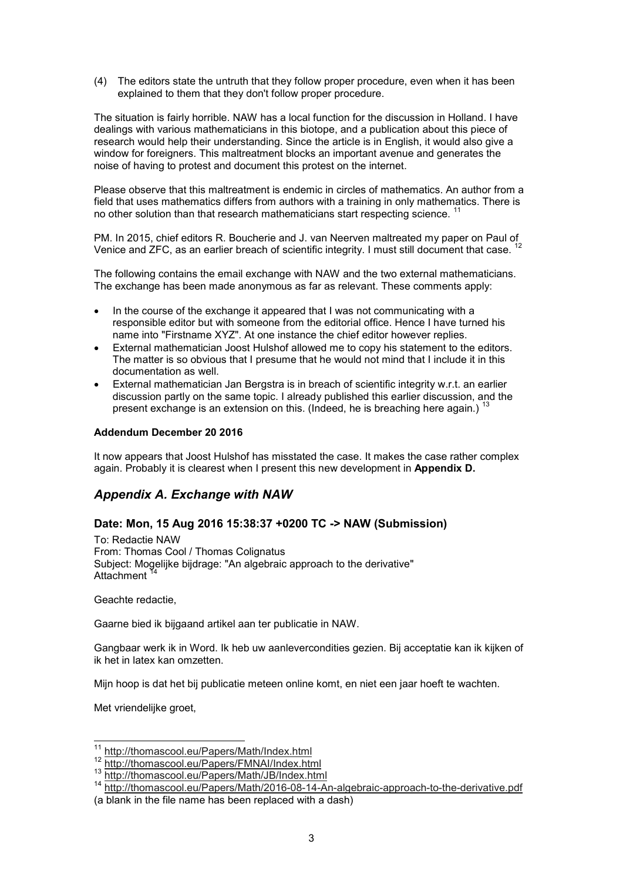(4) The editors state the untruth that they follow proper procedure, even when it has been explained to them that they don't follow proper procedure.

The situation is fairly horrible. NAW has a local function for the discussion in Holland. I have dealings with various mathematicians in this biotope, and a publication about this piece of research would help their understanding. Since the article is in English, it would also give a window for foreigners. This maltreatment blocks an important avenue and generates the noise of having to protest and document this protest on the internet.

Please observe that this maltreatment is endemic in circles of mathematics. An author from a field that uses mathematics differs from authors with a training in only mathematics. There is no other solution than that research mathematicians start respecting science. [11]

PM. In 2015, chief editors R. Boucherie and J. van Neerven maltreated my paper on Paul of Venice and ZFC, as an earlier breach of scientific integrity. I must still document that case. [12]

The following contains the email exchange with NAW and the two external mathematicians. The exchange has been made anonymous as far as relevant. These comments apply:

- In the course of the exchange it appeared that I was not communicating with a responsible editor but with someone from the editorial office. Hence I have turned his name into "Firstname XYZ". At one instance the chief editor however replies.
- External mathematician Joost Hulshof allowed me to copy his statement to the editors. The matter is so obvious that I presume that he would not mind that I include it in this documentation as well.
- External mathematician Jan Bergstra is in breach of scientific integrity w.r.t. an earlier discussion partly on the same topic. I already published this earlier discussion, and the present exchange is an extension on this. (Indeed, he is breaching here again.) [13]

**Addendum December 20 2016**

It now appears that Joost Hulshof has misstated the case. It makes the case rather complex again. Probably it is clearest when I present this new development in **Appendix D.**

## *Appendix A. Exchange with NAW*

### Date: Mon, 15 Aug 2016 15:38:37 +0200 TC -> NAW (Submission)

To: Redactie NAW
From: Thomas Cool / Thomas Colignatus
Subject: Mogelijke bijdrage: "An algebraic approach to the derivative"
Attachment [14]

Geachte redactie,

Gaarne bied ik bijgaand artikel aan ter publicatie in NAW.

Gangbaar werk ik in Word. Ik heb uw aanlevercondities gezien. Bij acceptatie kan ik kijken of ik het in latex kan omzetten.

Mijn hoop is dat het bij publicatie meteen online komt, en niet een jaar hoeft te wachten.

Met vriendelijke groet,

---

[11] http://thomascool.eu/Papers/Math/Index.html

[12] http://thomascool.eu/Papers/FMNAI/Index.html

[13] http://thomascool.eu/Papers/Math/JB/Index.html

[14] http://thomascool.eu/Papers/Math/2016-08-14-An-algebraic-approach-to-the-derivative.pdf
(a blank in the file name has been replaced with a dash)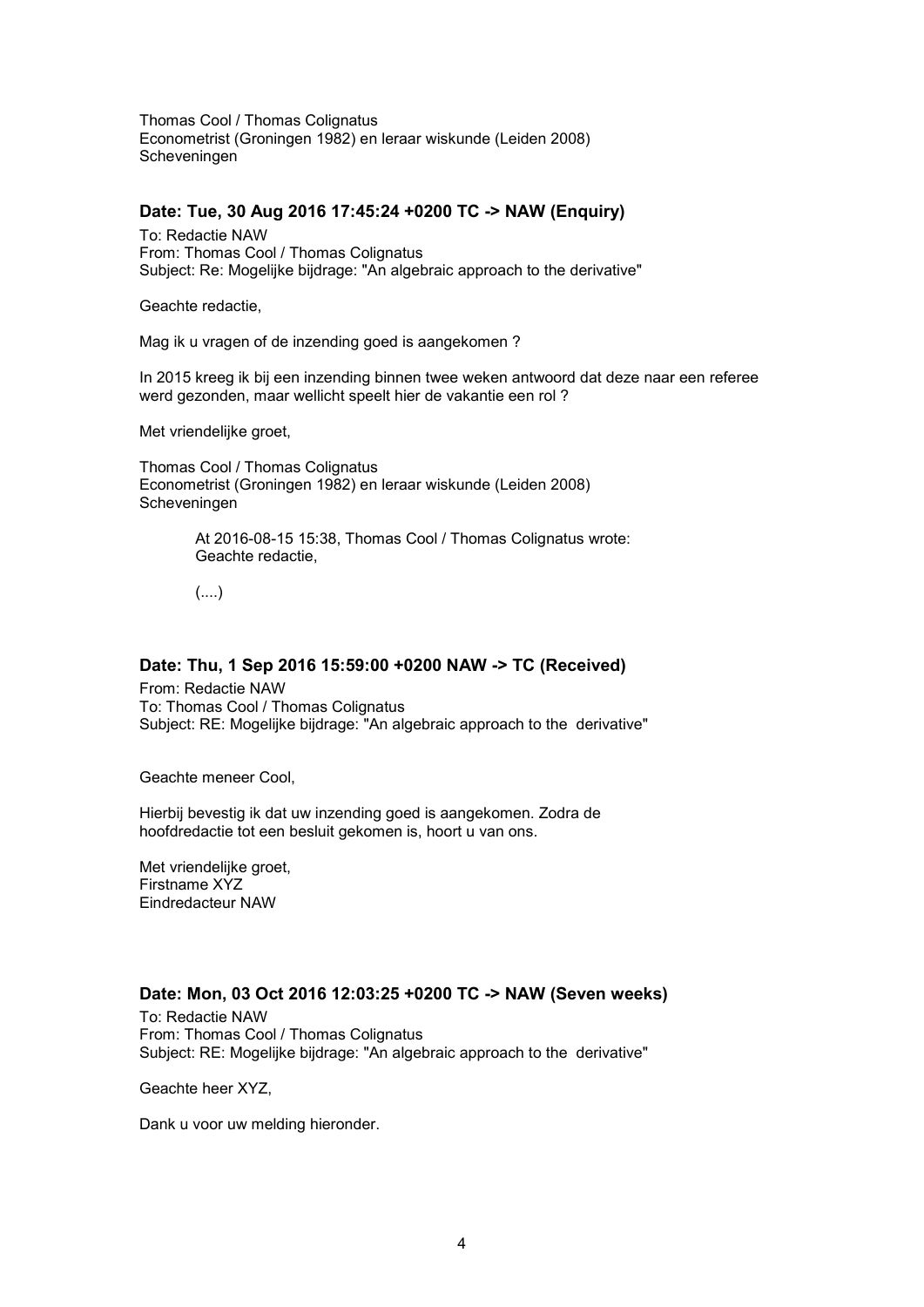Thomas Cool / Thomas Colignatus
Econometrist (Groningen 1982) en leraar wiskunde (Leiden 2008)
Scheveningen

### Date: Tue, 30 Aug 2016 17:45:24 +0200 TC -> NAW (Enquiry)

To: Redactie NAW
From: Thomas Cool / Thomas Colignatus
Subject: Re: Mogelijke bijdrage: "An algebraic approach to the derivative"

Geachte redactie,

Mag ik u vragen of de inzending goed is aangekomen ?

In 2015 kreeg ik bij een inzending binnen twee weken antwoord dat deze naar een referee werd gezonden, maar wellicht speelt hier de vakantie een rol ?

Met vriendelijke groet,

Thomas Cool / Thomas Colignatus
Econometrist (Groningen 1982) en leraar wiskunde (Leiden 2008)
Scheveningen

> At 2016-08-15 15:38, Thomas Cool / Thomas Colignatus wrote:
> Geachte redactie,
>
> (....)

### Date: Thu, 1 Sep 2016 15:59:00 +0200 NAW -> TC (Received)

From: Redactie NAW
To: Thomas Cool / Thomas Colignatus
Subject: RE: Mogelijke bijdrage: "An algebraic approach to the derivative"

Geachte meneer Cool,

Hierbij bevestig ik dat uw inzending goed is aangekomen. Zodra de hoofdredactie tot een besluit gekomen is, hoort u van ons.

Met vriendelijke groet,
Firstname XYZ
Eindredacteur NAW

### Date: Mon, 03 Oct 2016 12:03:25 +0200 TC -> NAW (Seven weeks)

To: Redactie NAW
From: Thomas Cool / Thomas Colignatus
Subject: RE: Mogelijke bijdrage: "An algebraic approach to the derivative"

Geachte heer XYZ,

Dank u voor uw melding hieronder.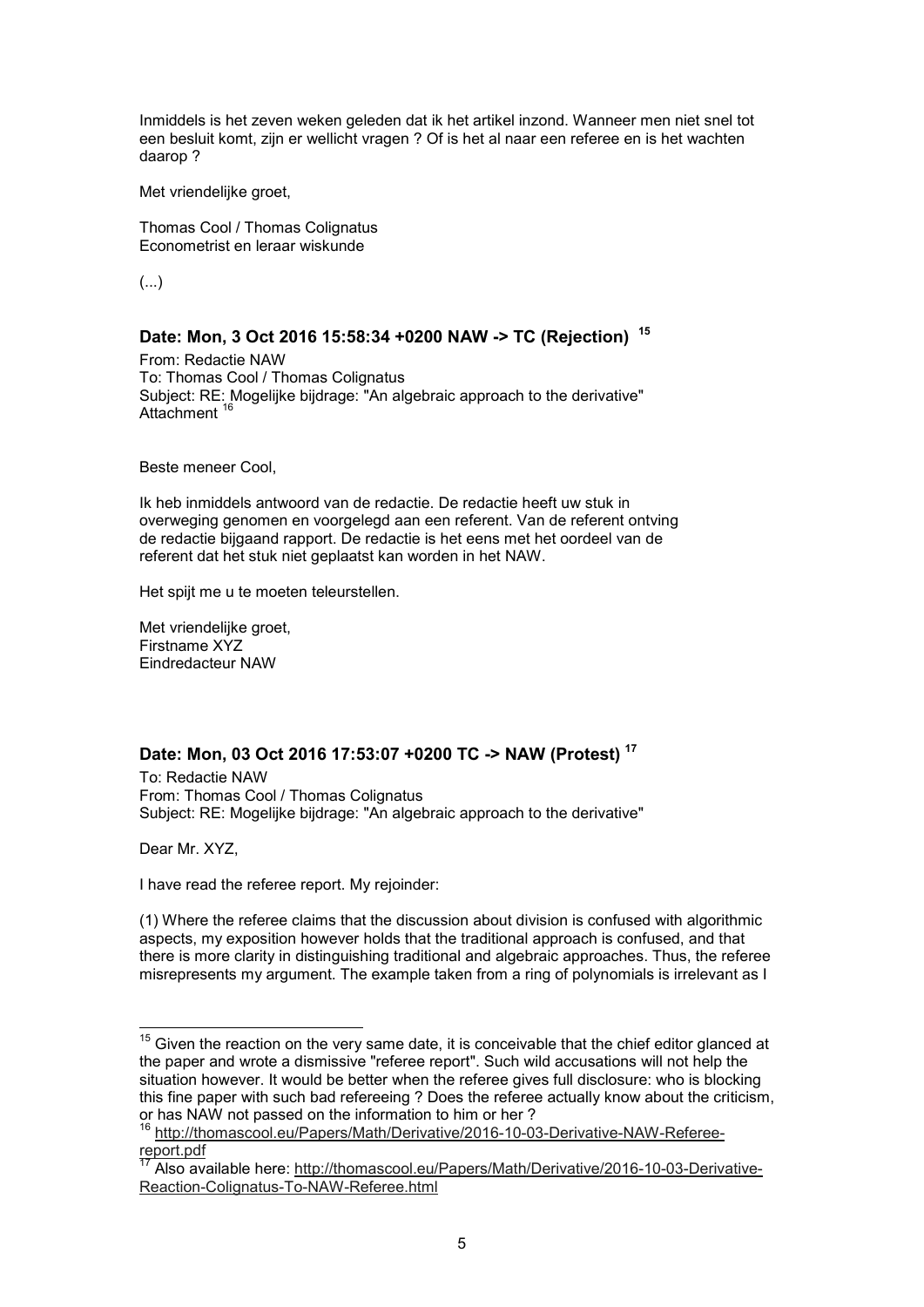Inmiddels is het zeven weken geleden dat ik het artikel inzond. Wanneer men niet snel tot een besluit komt, zijn er wellicht vragen ? Of is het al naar een referee en is het wachten daarop ?

Met vriendelijke groet,

Thomas Cool / Thomas Colignatus
Econometrist en leraar wiskunde

(...)

### Date: Mon, 3 Oct 2016 15:58:34 +0200 NAW -> TC (Rejection) [15]

From: Redactie NAW
To: Thomas Cool / Thomas Colignatus
Subject: RE: Mogelijke bijdrage: "An algebraic approach to the derivative"
Attachment [16]

Beste meneer Cool,

Ik heb inmiddels antwoord van de redactie. De redactie heeft uw stuk in overweging genomen en voorgelegd aan een referent. Van de referent ontving de redactie bijgaand rapport. De redactie is het eens met het oordeel van de referent dat het stuk niet geplaatst kan worden in het NAW.

Het spijt me u te moeten teleurstellen.

Met vriendelijke groet,
Firstname XYZ
Eindredacteur NAW

### Date: Mon, 03 Oct 2016 17:53:07 +0200 TC -> NAW (Protest) [17]

To: Redactie NAW
From: Thomas Cool / Thomas Colignatus
Subject: RE: Mogelijke bijdrage: "An algebraic approach to the derivative"

Dear Mr. XYZ,

I have read the referee report. My rejoinder:

(1) Where the referee claims that the discussion about division is confused with algorithmic aspects, my exposition however holds that the traditional approach is confused, and that there is more clarity in distinguishing traditional and algebraic approaches. Thus, the referee misrepresents my argument. The example taken from a ring of polynomials is irrelevant as I

---

[15] Given the reaction on the very same date, it is conceivable that the chief editor glanced at the paper and wrote a dismissive "referee report". Such wild accusations will not help the situation however. It would be better when the referee gives full disclosure: who is blocking this fine paper with such bad refereeing ? Does the referee actually know about the criticism, or has NAW not passed on the information to him or her ?

[16] http://thomascool.eu/Papers/Math/Derivative/2016-10-03-Derivative-NAW-Referee-report.pdf

[17] Also available here: http://thomascool.eu/Papers/Math/Derivative/2016-10-03-Derivative-Reaction-Colignatus-To-NAW-Referee.html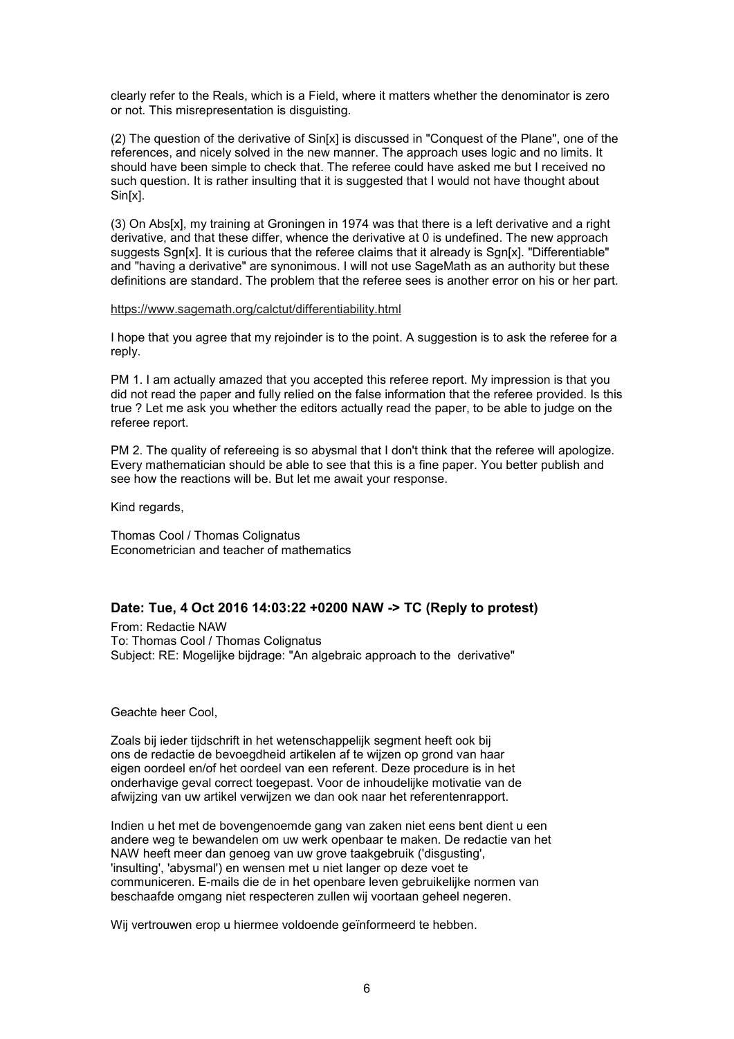clearly refer to the Reals, which is a Field, where it matters whether the denominator is zero or not. This misrepresentation is disguisting.

(2) The question of the derivative of Sin[x] is discussed in "Conquest of the Plane", one of the references, and nicely solved in the new manner. The approach uses logic and no limits. It should have been simple to check that. The referee could have asked me but I received no such question. It is rather insulting that it is suggested that I would not have thought about Sin[x].

(3) On Abs[x], my training at Groningen in 1974 was that there is a left derivative and a right derivative, and that these differ, whence the derivative at 0 is undefined. The new approach suggests Sgn[x]. It is curious that the referee claims that it already is Sgn[x]. "Differentiable" and "having a derivative" are synonimous. I will not use SageMath as an authority but these definitions are standard. The problem that the referee sees is another error on his or her part.

https://www.sagemath.org/calctut/differentiability.html

I hope that you agree that my rejoinder is to the point. A suggestion is to ask the referee for a reply.

PM 1. I am actually amazed that you accepted this referee report. My impression is that you did not read the paper and fully relied on the false information that the referee provided. Is this true ? Let me ask you whether the editors actually read the paper, to be able to judge on the referee report.

PM 2. The quality of refereeing is so abysmal that I don't think that the referee will apologize. Every mathematician should be able to see that this is a fine paper. You better publish and see how the reactions will be. But let me await your response.

Kind regards,

Thomas Cool / Thomas Colignatus
Econometrician and teacher of mathematics

## Date: Tue, 4 Oct 2016 14:03:22 +0200 NAW -> TC (Reply to protest)

From: Redactie NAW
To: Thomas Cool / Thomas Colignatus
Subject: RE: Mogelijke bijdrage: "An algebraic approach to the derivative"

Geachte heer Cool,

Zoals bij ieder tijdschrift in het wetenschappelijk segment heeft ook bij ons de redactie de bevoegdheid artikelen af te wijzen op grond van haar eigen oordeel en/of het oordeel van een referent. Deze procedure is in het onderhavige geval correct toegepast. Voor de inhoudelijke motivatie van de afwijzing van uw artikel verwijzen we dan ook naar het referentenrapport.

Indien u het met de bovengenoemde gang van zaken niet eens bent dient u een andere weg te bewandelen om uw werk openbaar te maken. De redactie van het NAW heeft meer dan genoeg van uw grove taakgebruik ('disgusting', 'insulting', 'abysmal') en wensen met u niet langer op deze voet te communiceren. E-mails die de in het openbare leven gebruikelijke normen van beschaafde omgang niet respecteren zullen wij voortaan geheel negeren.

Wij vertrouwen erop u hiermee voldoende geïnformeerd te hebben.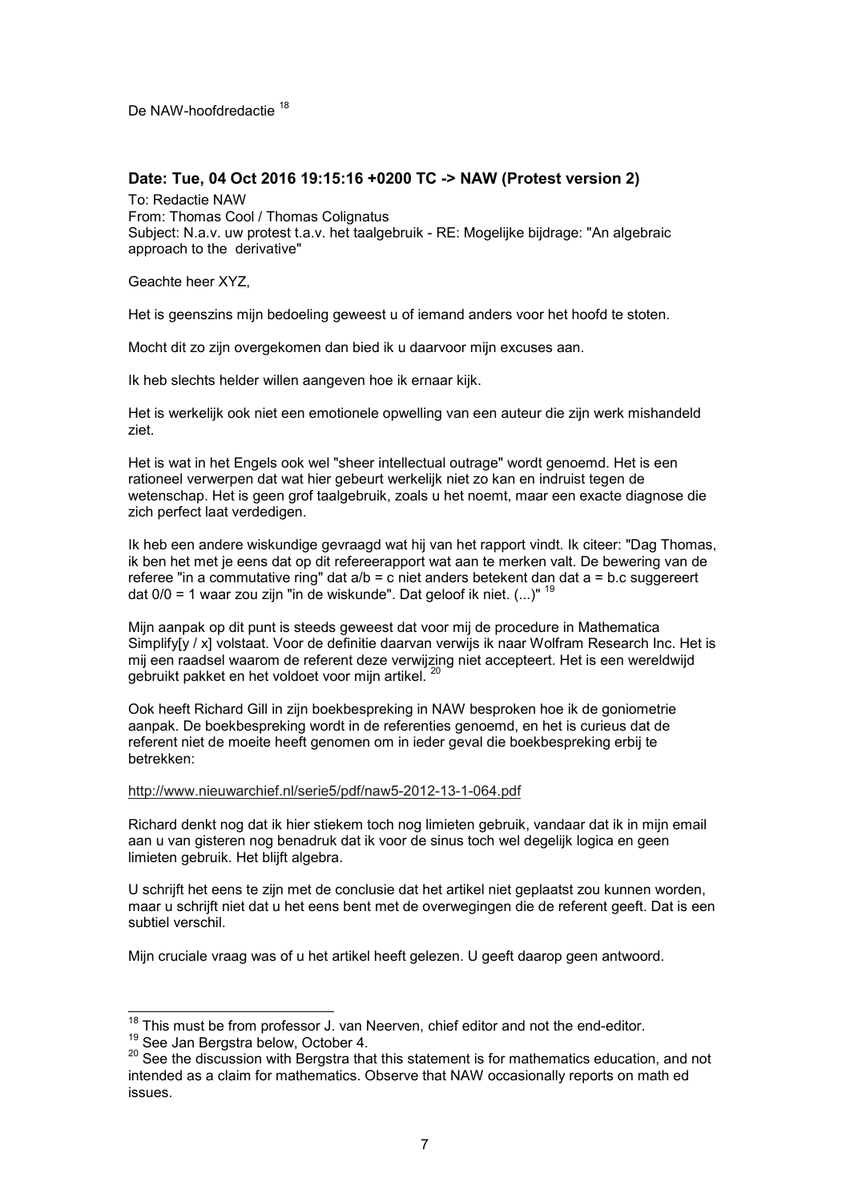De NAW-hoofdredactie [18]

### Date: Tue, 04 Oct 2016 19:15:16 +0200 TC -> NAW (Protest version 2)

To: Redactie NAW
From: Thomas Cool / Thomas Colignatus
Subject: N.a.v. uw protest t.a.v. het taalgebruik - RE: Mogelijke bijdrage: "An algebraic approach to the derivative"

Geachte heer XYZ,

Het is geenszins mijn bedoeling geweest u of iemand anders voor het hoofd te stoten.

Mocht dit zo zijn overgekomen dan bied ik u daarvoor mijn excuses aan.

Ik heb slechts helder willen aangeven hoe ik ernaar kijk.

Het is werkelijk ook niet een emotionele opwelling van een auteur die zijn werk mishandeld ziet.

Het is wat in het Engels ook wel "sheer intellectual outrage" wordt genoemd. Het is een rationeel verwerpen dat wat hier gebeurt werkelijk niet zo kan en indruist tegen de wetenschap. Het is geen grof taalgebruik, zoals u het noemt, maar een exacte diagnose die zich perfect laat verdedigen.

Ik heb een andere wiskundige gevraagd wat hij van het rapport vindt. Ik citeer: "Dag Thomas, ik ben het met je eens dat op dit refereerapport wat aan te merken valt. De bewering van de referee "in a commutative ring" dat a/b = c niet anders betekent dan dat a = b.c suggereert dat 0/0 = 1 waar zou zijn "in de wiskunde". Dat geloof ik niet. (...)" [19]

Mijn aanpak op dit punt is steeds geweest dat voor mij de procedure in Mathematica Simplify[y / x] volstaat. Voor de definitie daarvan verwijs ik naar Wolfram Research Inc. Het is mij een raadsel waarom de referent deze verwijzing niet accepteert. Het is een wereldwijd gebruikt pakket en het voldoet voor mijn artikel. [20]

Ook heeft Richard Gill in zijn boekbespreking in NAW besproken hoe ik de goniometrie aanpak. De boekbespreking wordt in de referenties genoemd, en het is curieus dat de referent niet de moeite heeft genomen om in ieder geval die boekbespreking erbij te betrekken:

http://www.nieuwarchief.nl/serie5/pdf/naw5-2012-13-1-064.pdf

Richard denkt nog dat ik hier stiekem toch nog limieten gebruik, vandaar dat ik in mijn email aan u van gisteren nog benadruk dat ik voor de sinus toch wel degelijk logica en geen limieten gebruik. Het blijft algebra.

U schrijft het eens te zijn met de conclusie dat het artikel niet geplaatst zou kunnen worden, maar u schrijft niet dat u het eens bent met de overwegingen die de referent geeft. Dat is een subtiel verschil.

Mijn cruciale vraag was of u het artikel heeft gelezen. U geeft daarop geen antwoord.

---

[18] This must be from professor J. van Neerven, chief editor and not the end-editor.

[19] See Jan Bergstra below, October 4.

[20] See the discussion with Bergstra that this statement is for mathematics education, and not intended as a claim for mathematics. Observe that NAW occasionally reports on math ed issues.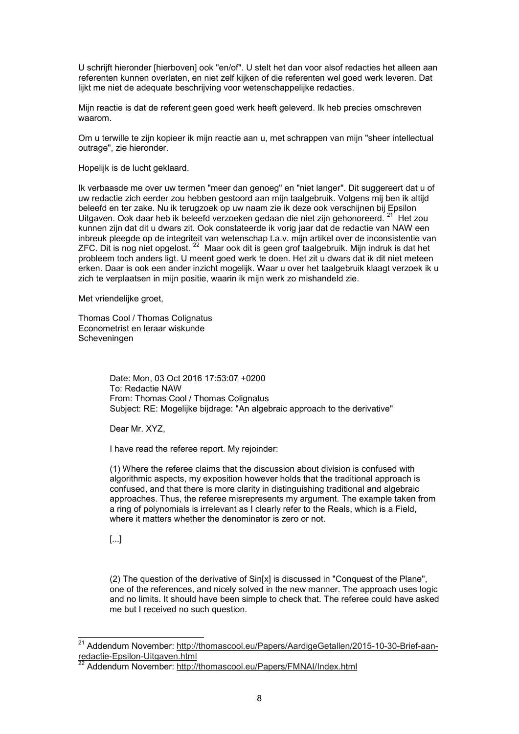U schrijft hieronder [hierboven] ook "en/of". U stelt het dan voor alsof redacties het alleen aan referenten kunnen overlaten, en niet zelf kijken of die referenten wel goed werk leveren. Dat lijkt me niet de adequate beschrijving voor wetenschappelijke redacties.

Mijn reactie is dat de referent geen goed werk heeft geleverd. Ik heb precies omschreven waarom.

Om u terwille te zijn kopieer ik mijn reactie aan u, met schrappen van mijn "sheer intellectual outrage", zie hieronder.

Hopelijk is de lucht geklaard.

Ik verbaasde me over uw termen "meer dan genoeg" en "niet langer". Dit suggereert dat u of uw redactie zich eerder zou hebben gestoord aan mijn taalgebruik. Volgens mij ben ik altijd beleefd en ter zake. Nu ik terugzoek op uw naam zie ik deze ook verschijnen bij Epsilon Uitgaven. Ook daar heb ik beleefd verzoeken gedaan die niet zijn gehonoreerd. [21] Het zou kunnen zijn dat dit u dwars zit. Ook constateerde ik vorig jaar dat de redactie van NAW een inbreuk pleegde op de integriteit van wetenschap t.a.v. mijn artikel over de inconsistentie van ZFC. Dit is nog niet opgelost. [22] Maar ook dit is geen grof taalgebruik. Mijn indruk is dat het probleem toch anders ligt. U meent goed werk te doen. Het zit u dwars dat ik dit niet meteen erken. Daar is ook een ander inzicht mogelijk. Waar u over het taalgebruik klaagt verzoek ik u zich te verplaatsen in mijn positie, waarin ik mijn werk zo mishandeld zie.

Met vriendelijke groet,

Thomas Cool / Thomas Colignatus  
Econometrist en leraar wiskunde  
Scheveningen

> Date: Mon, 03 Oct 2016 17:53:07 +0200  
> To: Redactie NAW  
> From: Thomas Cool / Thomas Colignatus  
> Subject: RE: Mogelijke bijdrage: "An algebraic approach to the derivative"
>
> Dear Mr. XYZ,
>
> I have read the referee report. My rejoinder:
>
> (1) Where the referee claims that the discussion about division is confused with algorithmic aspects, my exposition however holds that the traditional approach is confused, and that there is more clarity in distinguishing traditional and algebraic approaches. Thus, the referee misrepresents my argument. The example taken from a ring of polynomials is irrelevant as I clearly refer to the Reals, which is a Field, where it matters whether the denominator is zero or not.
>
> [...]
>
> (2) The question of the derivative of Sin[x] is discussed in "Conquest of the Plane", one of the references, and nicely solved in the new manner. The approach uses logic and no limits. It should have been simple to check that. The referee could have asked me but I received no such question.

[21] Addendum November: http://thomascool.eu/Papers/AardigeGetallen/2015-10-30-Brief-aan-redactie-Epsilon-Uitgaven.html

[22] Addendum November: http://thomascool.eu/Papers/FMNAI/Index.html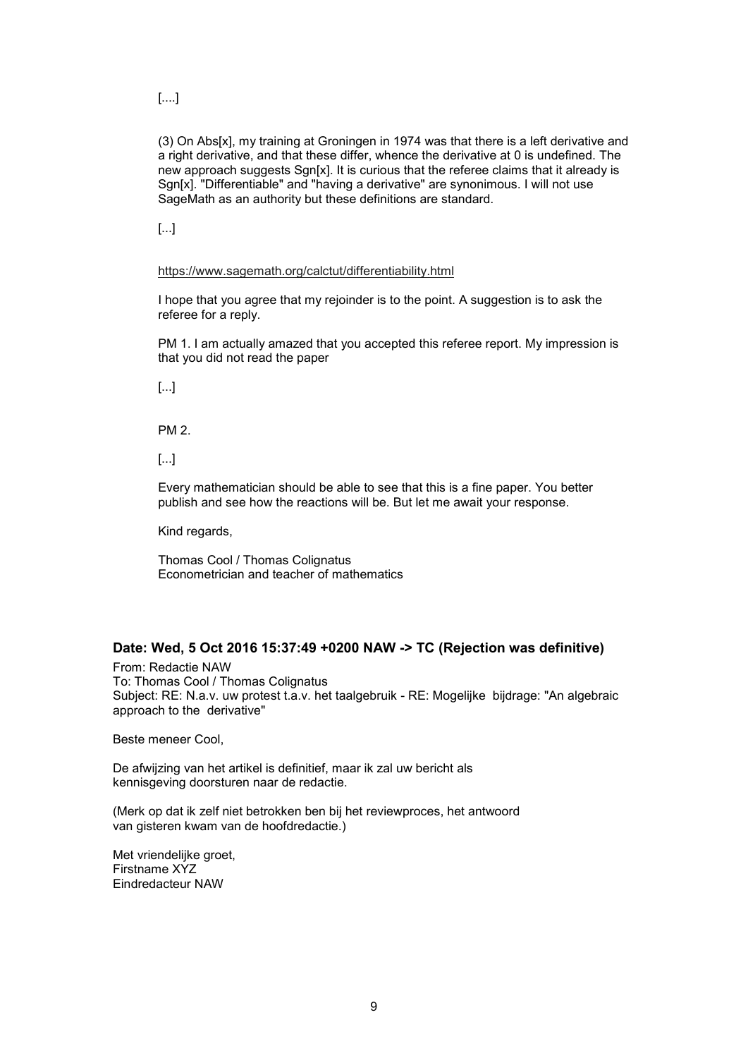[....]

(3) On Abs[x], my training at Groningen in 1974 was that there is a left derivative and a right derivative, and that these differ, whence the derivative at 0 is undefined. The new approach suggests Sgn[x]. It is curious that the referee claims that it already is Sgn[x]. "Differentiable" and "having a derivative" are synonimous. I will not use SageMath as an authority but these definitions are standard.

[...]

https://www.sagemath.org/calctut/differentiability.html

I hope that you agree that my rejoinder is to the point. A suggestion is to ask the referee for a reply.

PM 1. I am actually amazed that you accepted this referee report. My impression is that you did not read the paper

[...]

PM 2.

[...]

Every mathematician should be able to see that this is a fine paper. You better publish and see how the reactions will be. But let me await your response.

Kind regards,

Thomas Cool / Thomas Colignatus
Econometrician and teacher of mathematics

### Date: Wed, 5 Oct 2016 15:37:49 +0200 NAW -> TC (Rejection was definitive)

From: Redactie NAW
To: Thomas Cool / Thomas Colignatus
Subject: RE: N.a.v. uw protest t.a.v. het taalgebruik - RE: Mogelijke bijdrage: "An algebraic approach to the derivative"

Beste meneer Cool,

De afwijzing van het artikel is definitief, maar ik zal uw bericht als kennisgeving doorsturen naar de redactie.

(Merk op dat ik zelf niet betrokken ben bij het reviewproces, het antwoord van gisteren kwam van de hoofdredactie.)

Met vriendelijke groet,
Firstname XYZ
Eindredacteur NAW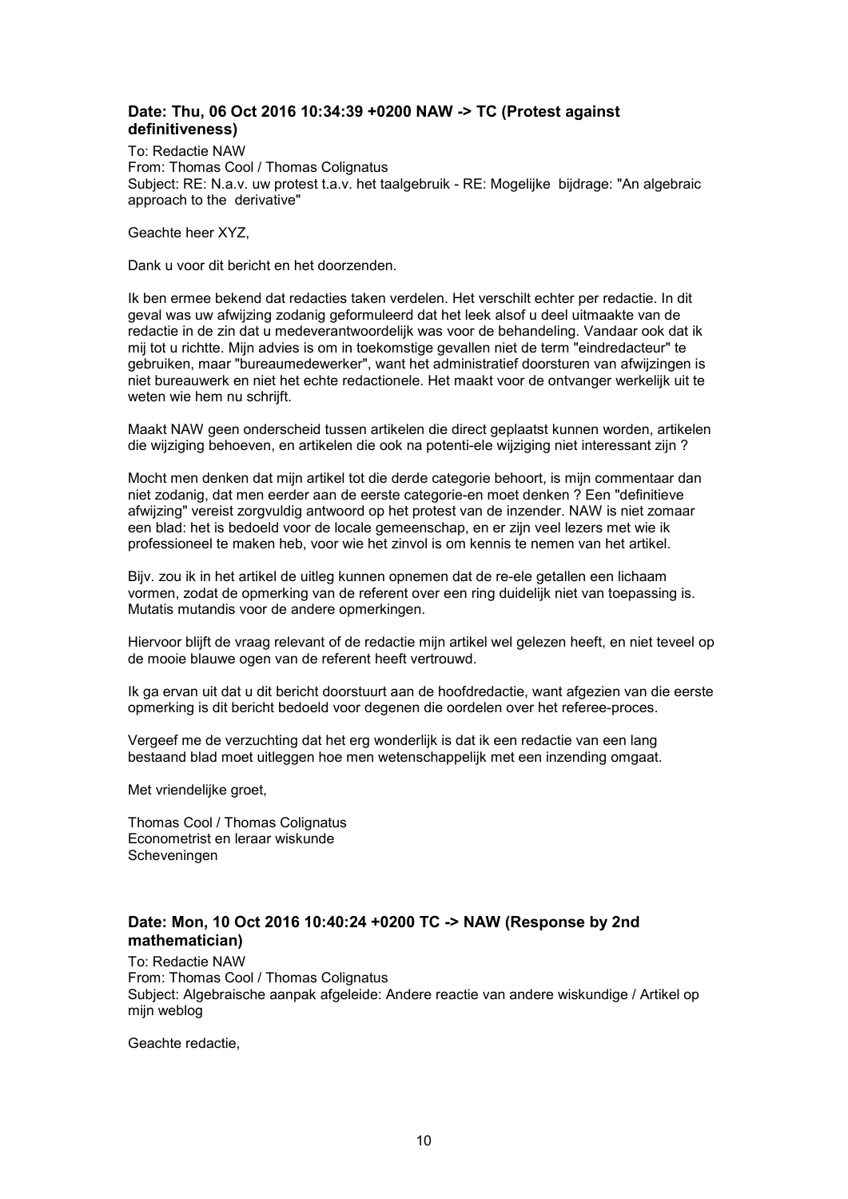### Date: Thu, 06 Oct 2016 10:34:39 +0200 NAW -> TC (Protest against definitiveness)

To: Redactie NAW
From: Thomas Cool / Thomas Colignatus
Subject: RE: N.a.v. uw protest t.a.v. het taalgebruik - RE: Mogelijke bijdrage: "An algebraic approach to the derivative"

Geachte heer XYZ,

Dank u voor dit bericht en het doorzenden.

Ik ben ermee bekend dat redacties taken verdelen. Het verschilt echter per redactie. In dit geval was uw afwijzing zodanig geformuleerd dat het leek alsof u deel uitmaakte van de redactie in de zin dat u medeverantwoordelijk was voor de behandeling. Vandaar ook dat ik mij tot u richtte. Mijn advies is om in toekomstige gevallen niet de term "eindredacteur" te gebruiken, maar "bureaumedewerker", want het administratief doorsturen van afwijzingen is niet bureauwerk en niet het echte redactionele. Het maakt voor de ontvanger werkelijk uit te weten wie hem nu schrijft.

Maakt NAW geen onderscheid tussen artikelen die direct geplaatst kunnen worden, artikelen die wijziging behoeven, en artikelen die ook na potenti-ele wijziging niet interessant zijn ?

Mocht men denken dat mijn artikel tot die derde categorie behoort, is mijn commentaar dan niet zodanig, dat men eerder aan de eerste categorie-en moet denken ? Een "definitieve afwijzing" vereist zorgvuldig antwoord op het protest van de inzender. NAW is niet zomaar een blad: het is bedoeld voor de locale gemeenschap, en er zijn veel lezers met wie ik professioneel te maken heb, voor wie het zinvol is om kennis te nemen van het artikel.

Bijv. zou ik in het artikel de uitleg kunnen opnemen dat de re-ele getallen een lichaam vormen, zodat de opmerking van de referent over een ring duidelijk niet van toepassing is. Mutatis mutandis voor de andere opmerkingen.

Hiervoor blijft de vraag relevant of de redactie mijn artikel wel gelezen heeft, en niet teveel op de mooie blauwe ogen van de referent heeft vertrouwd.

Ik ga ervan uit dat u dit bericht doorstuurt aan de hoofdredactie, want afgezien van die eerste opmerking is dit bericht bedoeld voor degenen die oordelen over het referee-proces.

Vergeef me de verzuchting dat het erg wonderlijk is dat ik een redactie van een lang bestaand blad moet uitleggen hoe men wetenschappelijk met een inzending omgaat.

Met vriendelijke groet,

Thomas Cool / Thomas Colignatus
Econometrist en leraar wiskunde
Scheveningen

### Date: Mon, 10 Oct 2016 10:40:24 +0200 TC -> NAW (Response by 2nd mathematician)

To: Redactie NAW
From: Thomas Cool / Thomas Colignatus
Subject: Algebraische aanpak afgeleide: Andere reactie van andere wiskundige / Artikel op mijn weblog

Geachte redactie,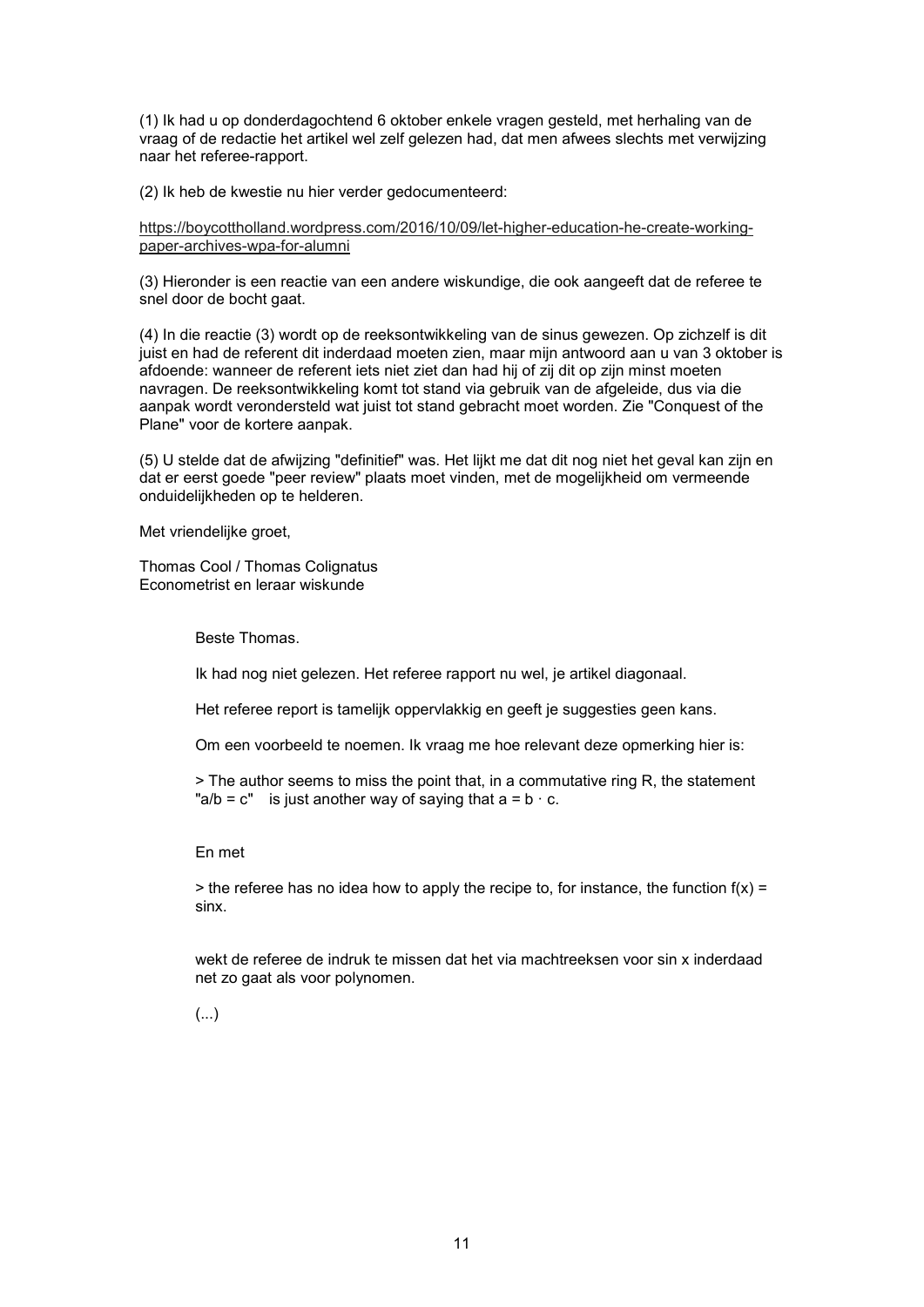(1) Ik had u op donderdagochtend 6 oktober enkele vragen gesteld, met herhaling van de vraag of de redactie het artikel wel zelf gelezen had, dat men afwees slechts met verwijzing naar het referee-rapport.

(2) Ik heb de kwestie nu hier verder gedocumenteerd:

https://boycottholland.wordpress.com/2016/10/09/let-higher-education-he-create-working-paper-archives-wpa-for-alumni

(3) Hieronder is een reactie van een andere wiskundige, die ook aangeeft dat de referee te snel door de bocht gaat.

(4) In die reactie (3) wordt op de reeksontwikkeling van de sinus gewezen. Op zichzelf is dit juist en had de referent dit inderdaad moeten zien, maar mijn antwoord aan u van 3 oktober is afdoende: wanneer de referent iets niet ziet dan had hij of zij dit op zijn minst moeten navragen. De reeksontwikkeling komt tot stand via gebruik van de afgeleide, dus via die aanpak wordt verondersteld wat juist tot stand gebracht moet worden. Zie "Conquest of the Plane" voor de kortere aanpak.

(5) U stelde dat de afwijzing "definitief" was. Het lijkt me dat dit nog niet het geval kan zijn en dat er eerst goede "peer review" plaats moet vinden, met de mogelijkheid om vermeende onduidelijkheden op te helderen.

Met vriendelijke groet,

Thomas Cool / Thomas Colignatus
Econometrist en leraar wiskunde

> Beste Thomas.
>
> Ik had nog niet gelezen. Het referee rapport nu wel, je artikel diagonaal.
>
> Het referee report is tamelijk oppervlakkig en geeft je suggesties geen kans.
>
> Om een voorbeeld te noemen. Ik vraag me hoe relevant deze opmerking hier is:
>
> > The author seems to miss the point that, in a commutative ring R, the statement "$a/b = c$" is just another way of saying that $a = b \cdot c$.
>
> En met
>
> > the referee has no idea how to apply the recipe to, for instance, the function $f(x) = \sin x$.
>
> wekt de referee de indruk te missen dat het via machtreeksen voor sin x inderdaad net zo gaat als voor polynomen.
>
> (...)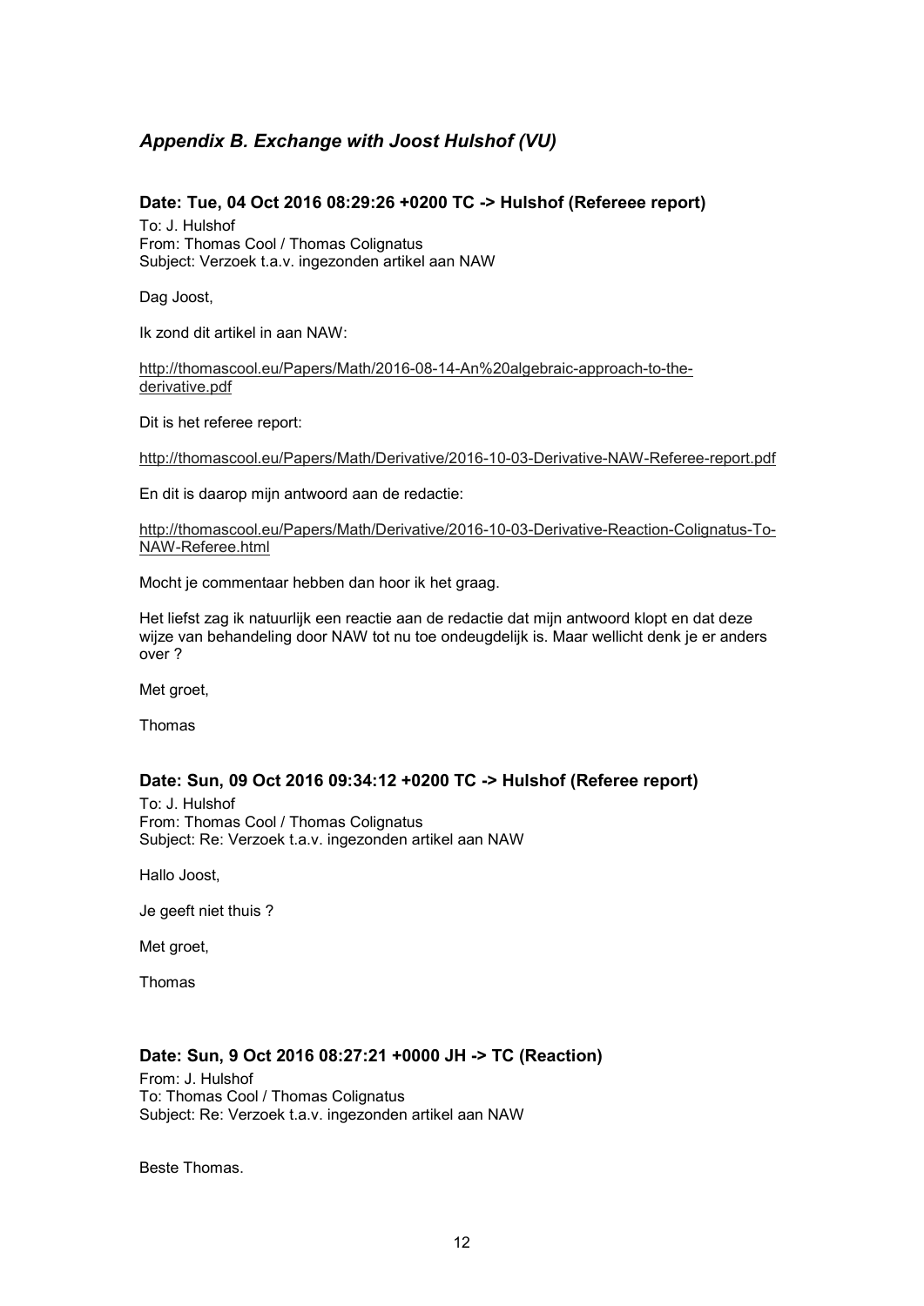## *Appendix B. Exchange with Joost Hulshof (VU)*

### Date: Tue, 04 Oct 2016 08:29:26 +0200 TC -> Hulshof (Refereee report)

To: J. Hulshof
From: Thomas Cool / Thomas Colignatus
Subject: Verzoek t.a.v. ingezonden artikel aan NAW

Dag Joost,

Ik zond dit artikel in aan NAW:

http://thomascool.eu/Papers/Math/2016-08-14-An%20algebraic-approach-to-the-derivative.pdf

Dit is het referee report:

http://thomascool.eu/Papers/Math/Derivative/2016-10-03-Derivative-NAW-Referee-report.pdf

En dit is daarop mijn antwoord aan de redactie:

http://thomascool.eu/Papers/Math/Derivative/2016-10-03-Derivative-Reaction-Colignatus-To-NAW-Referee.html

Mocht je commentaar hebben dan hoor ik het graag.

Het liefst zag ik natuurlijk een reactie aan de redactie dat mijn antwoord klopt en dat deze wijze van behandeling door NAW tot nu toe ondeugdelijk is. Maar wellicht denk je er anders over ?

Met groet,

Thomas

### Date: Sun, 09 Oct 2016 09:34:12 +0200 TC -> Hulshof (Referee report)

To: J. Hulshof
From: Thomas Cool / Thomas Colignatus
Subject: Re: Verzoek t.a.v. ingezonden artikel aan NAW

Hallo Joost,

Je geeft niet thuis ?

Met groet,

Thomas

### Date: Sun, 9 Oct 2016 08:27:21 +0000 JH -> TC (Reaction)

From: J. Hulshof
To: Thomas Cool / Thomas Colignatus
Subject: Re: Verzoek t.a.v. ingezonden artikel aan NAW

Beste Thomas.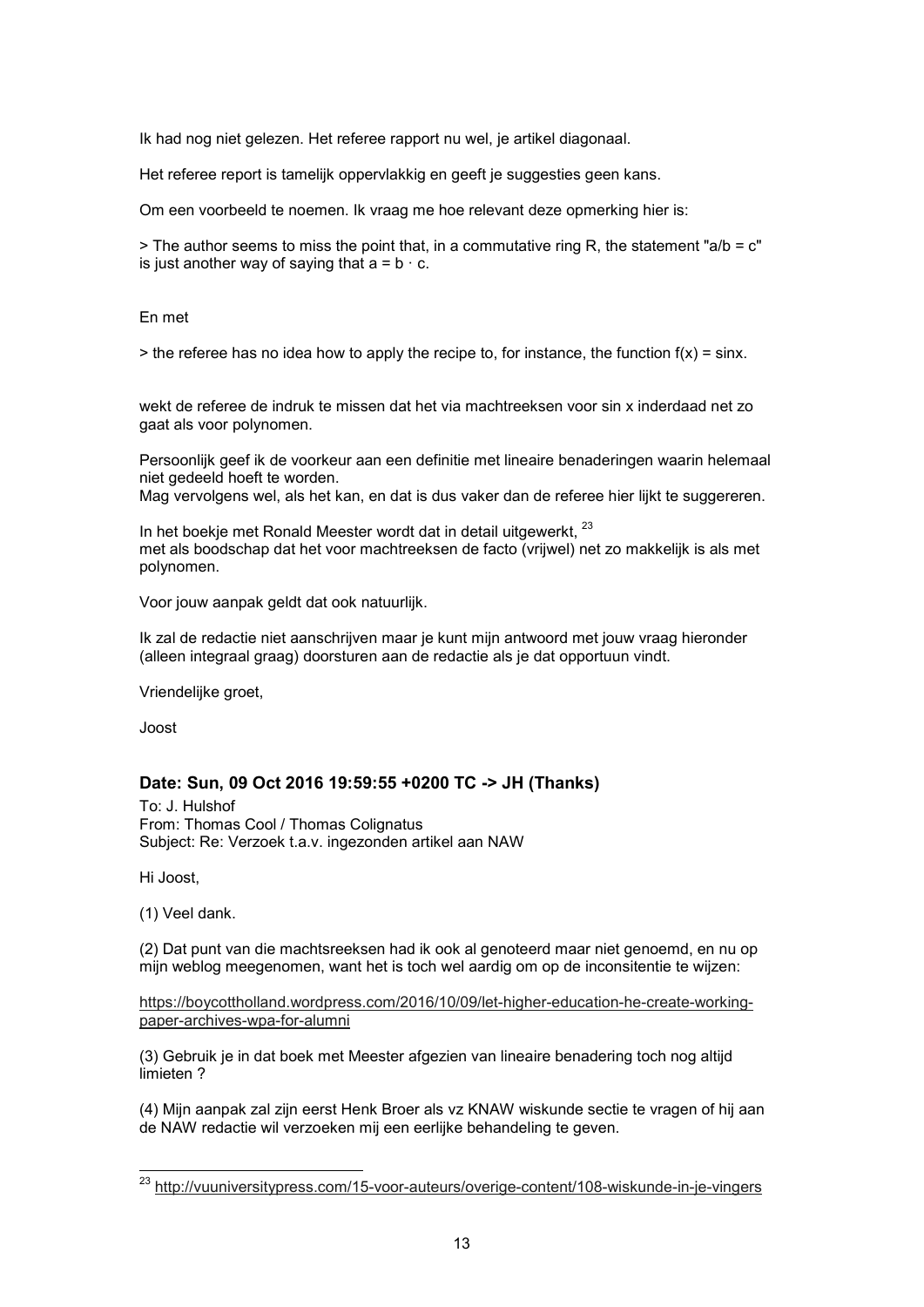Ik had nog niet gelezen. Het referee rapport nu wel, je artikel diagonaal.

Het referee report is tamelijk oppervlakkig en geeft je suggesties geen kans.

Om een voorbeeld te noemen. Ik vraag me hoe relevant deze opmerking hier is:

> The author seems to miss the point that, in a commutative ring R, the statement "a/b = c" is just another way of saying that a = b · c.

En met

> the referee has no idea how to apply the recipe to, for instance, the function f(x) = sinx.

wekt de referee de indruk te missen dat het via machtreeksen voor sin x inderdaad net zo gaat als voor polynomen.

Persoonlijk geef ik de voorkeur aan een definitie met lineaire benaderingen waarin helemaal niet gedeeld hoeft te worden.
Mag vervolgens wel, als het kan, en dat is dus vaker dan de referee hier lijkt te suggereren.

In het boekje met Ronald Meester wordt dat in detail uitgewerkt, [23]
met als boodschap dat het voor machtreeksen de facto (vrijwel) net zo makkelijk is als met polynomen.

Voor jouw aanpak geldt dat ook natuurlijk.

Ik zal de redactie niet aanschrijven maar je kunt mijn antwoord met jouw vraag hieronder (alleen integraal graag) doorsturen aan de redactie als je dat opportuun vindt.

Vriendelijke groet,

Joost

### Date: Sun, 09 Oct 2016 19:59:55 +0200 TC -> JH (Thanks)

To: J. Hulshof
From: Thomas Cool / Thomas Colignatus
Subject: Re: Verzoek t.a.v. ingezonden artikel aan NAW

Hi Joost,

(1) Veel dank.

(2) Dat punt van die machtsreeksen had ik ook al genoteerd maar niet genoemd, en nu op mijn weblog meegenomen, want het is toch wel aardig om op de inconsitentie te wijzen:

https://boycottholland.wordpress.com/2016/10/09/let-higher-education-he-create-working-paper-archives-wpa-for-alumni

(3) Gebruik je in dat boek met Meester afgezien van lineaire benadering toch nog altijd limieten ?

(4) Mijn aanpak zal zijn eerst Henk Broer als vz KNAW wiskunde sectie te vragen of hij aan de NAW redactie wil verzoeken mij een eerlijke behandeling te geven.

---

[23] http://vuuniversitypress.com/15-voor-auteurs/overige-content/108-wiskunde-in-je-vingers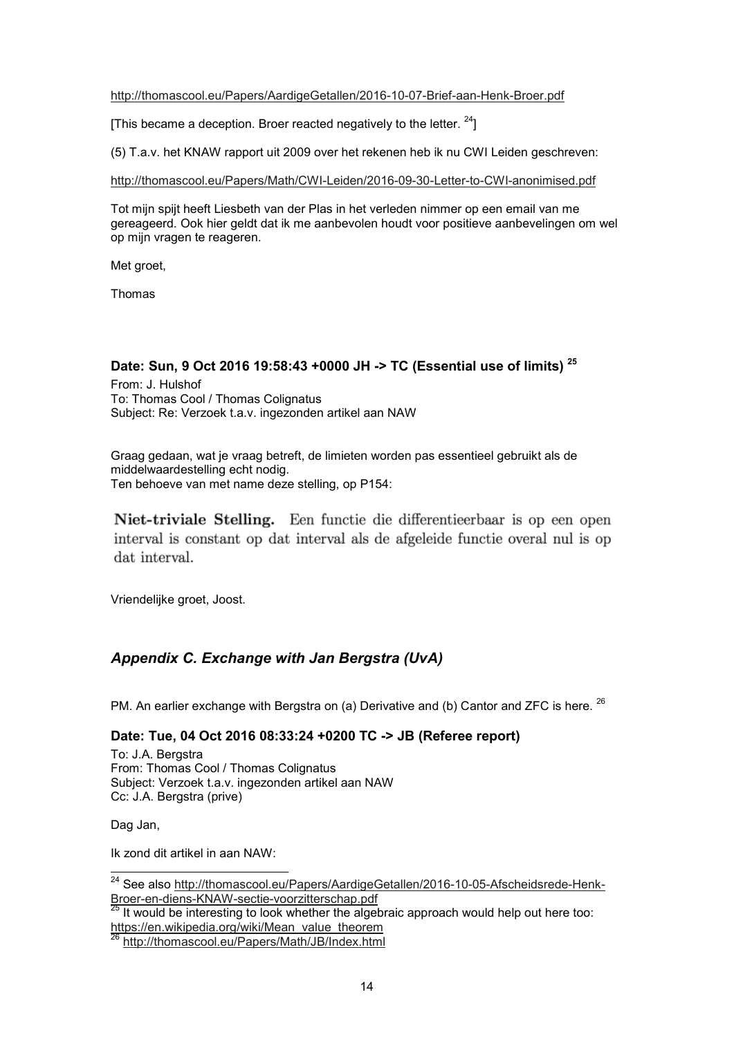http://thomascool.eu/Papers/AardigeGetallen/2016-10-07-Brief-aan-Henk-Broer.pdf

[This became a deception. Broer reacted negatively to the letter. [24]]

(5) T.a.v. het KNAW rapport uit 2009 over het rekenen heb ik nu CWI Leiden geschreven:

http://thomascool.eu/Papers/Math/CWI-Leiden/2016-09-30-Letter-to-CWI-anonimised.pdf

Tot mijn spijt heeft Liesbeth van der Plas in het verleden nimmer op een email van me gereageerd. Ook hier geldt dat ik me aanbevolen houdt voor positieve aanbevelingen om wel op mijn vragen te reageren.

Met groet,

Thomas

### Date: Sun, 9 Oct 2016 19:58:43 +0000 JH -> TC (Essential use of limits) [25]

From: J. Hulshof
To: Thomas Cool / Thomas Colignatus
Subject: Re: Verzoek t.a.v. ingezonden artikel aan NAW

Graag gedaan, wat je vraag betreft, de limieten worden pas essentieel gebruikt als de middelwaardestelling echt nodig.
Ten behoeve van met name deze stelling, op P154:

**Niet-triviale Stelling.** Een functie die differentieerbaar is op een open interval is constant op dat interval als de afgeleide functie overal nul is op dat interval.

Vriendelijke groet, Joost.

## *Appendix C. Exchange with Jan Bergstra (UvA)*

PM. An earlier exchange with Bergstra on (a) Derivative and (b) Cantor and ZFC is here. [26]

### Date: Tue, 04 Oct 2016 08:33:24 +0200 TC -> JB (Referee report)

To: J.A. Bergstra
From: Thomas Cool / Thomas Colignatus
Subject: Verzoek t.a.v. ingezonden artikel aan NAW
Cc: J.A. Bergstra (prive)

Dag Jan,

Ik zond dit artikel in aan NAW:

---

[24] See also http://thomascool.eu/Papers/AardigeGetallen/2016-10-05-Afscheidsrede-Henk-Broer-en-diens-KNAW-sectie-voorzitterschap.pdf

[25] It would be interesting to look whether the algebraic approach would help out here too: https://en.wikipedia.org/wiki/Mean_value_theorem

[26] http://thomascool.eu/Papers/Math/JB/Index.html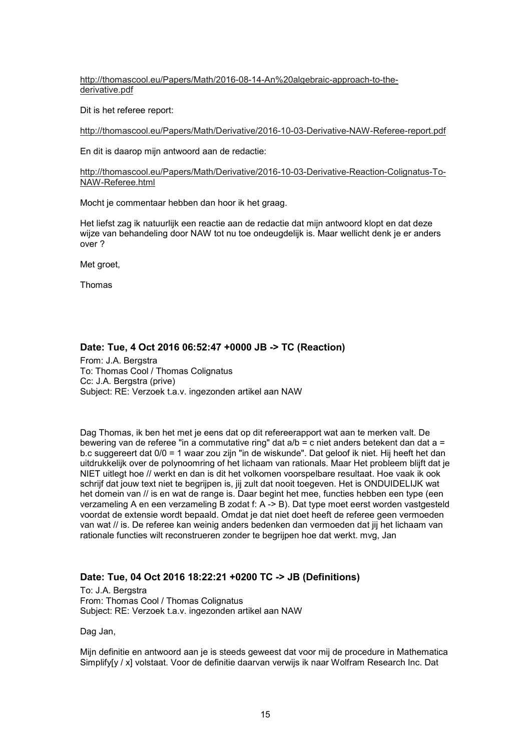http://thomascool.eu/Papers/Math/2016-08-14-An%20algebraic-approach-to-the-derivative.pdf

Dit is het referee report:

http://thomascool.eu/Papers/Math/Derivative/2016-10-03-Derivative-NAW-Referee-report.pdf

En dit is daarop mijn antwoord aan de redactie:

http://thomascool.eu/Papers/Math/Derivative/2016-10-03-Derivative-Reaction-Colignatus-To-NAW-Referee.html

Mocht je commentaar hebben dan hoor ik het graag.

Het liefst zag ik natuurlijk een reactie aan de redactie dat mijn antwoord klopt en dat deze wijze van behandeling door NAW tot nu toe ondeugdelijk is. Maar wellicht denk je er anders over ?

Met groet,

Thomas

### Date: Tue, 4 Oct 2016 06:52:47 +0000 JB -> TC (Reaction)

From: J.A. Bergstra
To: Thomas Cool / Thomas Colignatus
Cc: J.A. Bergstra (prive)
Subject: RE: Verzoek t.a.v. ingezonden artikel aan NAW

Dag Thomas, ik ben het met je eens dat op dit refereerapport wat aan te merken valt. De bewering van de referee "in a commutative ring" dat a/b = c niet anders betekent dan dat a = b.c suggereert dat 0/0 = 1 waar zou zijn "in de wiskunde". Dat geloof ik niet. Hij heeft het dan uitdrukkelijk over de polynoomring of het lichaam van rationals. Maar Het probleem blijft dat je NIET uitlegt hoe // werkt en dan is dit het volkomen voorspelbare resultaat. Hoe vaak ik ook schrijf dat jouw text niet te begrijpen is, jij zult dat nooit toegeven. Het is ONDUIDELIJK wat het domein van // is en wat de range is. Daar begint het mee, functies hebben een type (een verzameling A en een verzameling B zodat f: A -> B). Dat type moet eerst worden vastgesteld voordat de extensie wordt bepaald. Omdat je dat niet doet heeft de referee geen vermoeden van wat // is. De referee kan weinig anders bedenken dan vermoeden dat jij het lichaam van rationale functies wilt reconstrueren zonder te begrijpen hoe dat werkt. mvg, Jan

### Date: Tue, 04 Oct 2016 18:22:21 +0200 TC -> JB (Definitions)

To: J.A. Bergstra
From: Thomas Cool / Thomas Colignatus
Subject: RE: Verzoek t.a.v. ingezonden artikel aan NAW

Dag Jan,

Mijn definitie en antwoord aan je is steeds geweest dat voor mij de procedure in Mathematica Simplify[y / x] volstaat. Voor de definitie daarvan verwijs ik naar Wolfram Research Inc. Dat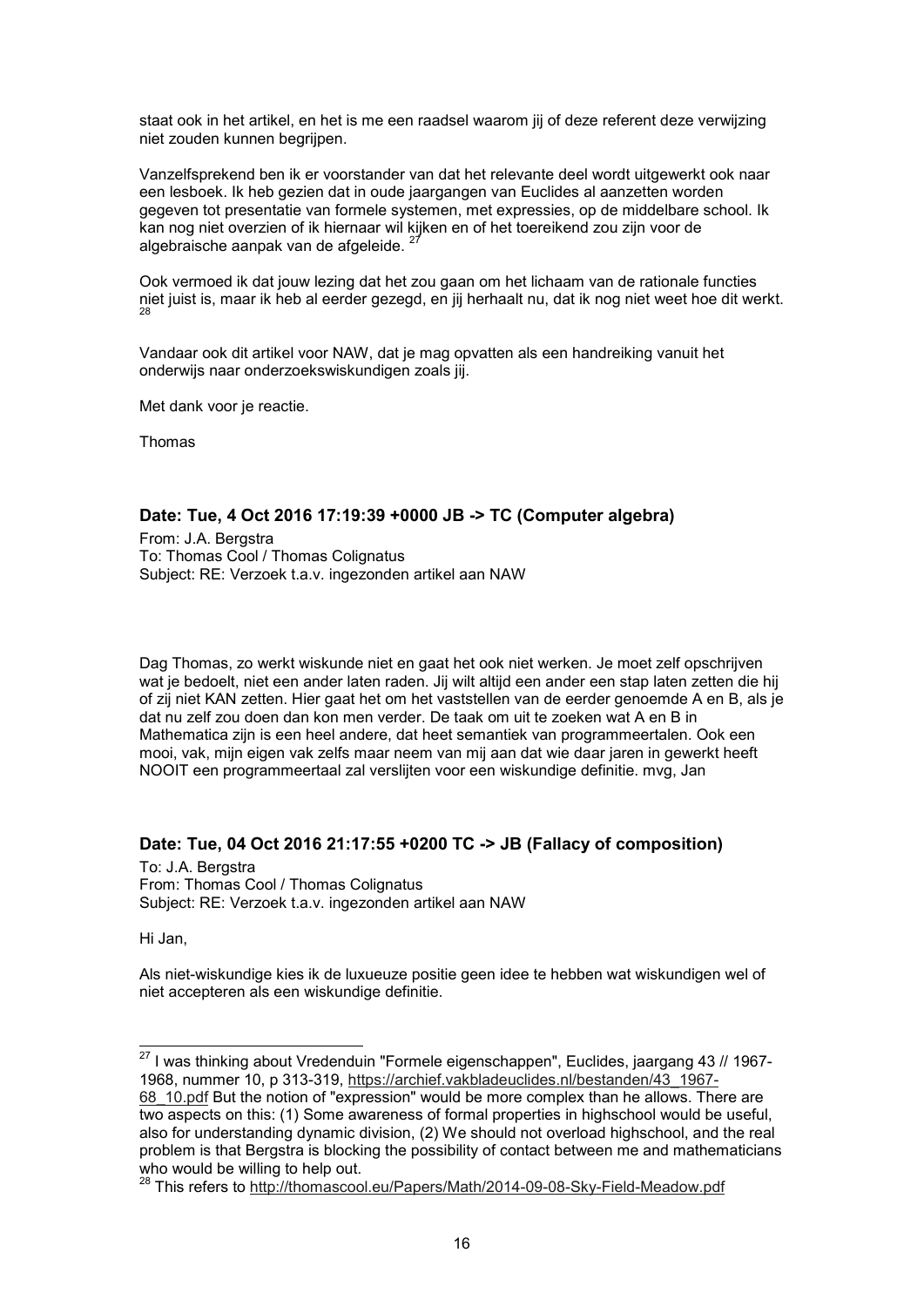staat ook in het artikel, en het is me een raadsel waarom jij of deze referent deze verwijzing niet zouden kunnen begrijpen.

Vanzelfsprekend ben ik er voorstander van dat het relevante deel wordt uitgewerkt ook naar een lesboek. Ik heb gezien dat in oude jaargangen van Euclides al aanzetten worden gegeven tot presentatie van formele systemen, met expressies, op de middelbare school. Ik kan nog niet overzien of ik hiernaar wil kijken en of het toereikend zou zijn voor de algebraische aanpak van de afgeleide. [27]

Ook vermoed ik dat jouw lezing dat het zou gaan om het lichaam van de rationale functies niet juist is, maar ik heb al eerder gezegd, en jij herhaalt nu, dat ik nog niet weet hoe dit werkt. [28]

Vandaar ook dit artikel voor NAW, dat je mag opvatten als een handreiking vanuit het onderwijs naar onderzoekswiskundigen zoals jij.

Met dank voor je reactie.

Thomas

### Date: Tue, 4 Oct 2016 17:19:39 +0000 JB -> TC (Computer algebra)

From: J.A. Bergstra
To: Thomas Cool / Thomas Colignatus
Subject: RE: Verzoek t.a.v. ingezonden artikel aan NAW

Dag Thomas, zo werkt wiskunde niet en gaat het ook niet werken. Je moet zelf opschrijven wat je bedoelt, niet een ander laten raden. Jij wilt altijd een ander een stap laten zetten die hij of zij niet KAN zetten. Hier gaat het om het vaststellen van de eerder genoemde A en B, als je dat nu zelf zou doen dan kon men verder. De taak om uit te zoeken wat A en B in Mathematica zijn is een heel andere, dat heet semantiek van programmeertalen. Ook een mooi, vak, mijn eigen vak zelfs maar neem van mij aan dat wie daar jaren in gewerkt heeft NOOIT een programmeertaal zal verslijten voor een wiskundige definitie. mvg, Jan

### Date: Tue, 04 Oct 2016 21:17:55 +0200 TC -> JB (Fallacy of composition)

To: J.A. Bergstra
From: Thomas Cool / Thomas Colignatus
Subject: RE: Verzoek t.a.v. ingezonden artikel aan NAW

Hi Jan,

Als niet-wiskundige kies ik de luxueuze positie geen idee te hebben wat wiskundigen wel of niet accepteren als een wiskundige definitie.

---

[27] I was thinking about Vredenduin "Formele eigenschappen", Euclides, jaargang 43 // 1967-1968, nummer 10, p 313-319, https://archief.vakbladeuclides.nl/bestanden/43_1967-68_10.pdf But the notion of "expression" would be more complex than he allows. There are two aspects on this: (1) Some awareness of formal properties in highschool would be useful, also for understanding dynamic division, (2) We should not overload highschool, and the real problem is that Bergstra is blocking the possibility of contact between me and mathematicians who would be willing to help out.

[28] This refers to http://thomascool.eu/Papers/Math/2014-09-08-Sky-Field-Meadow.pdf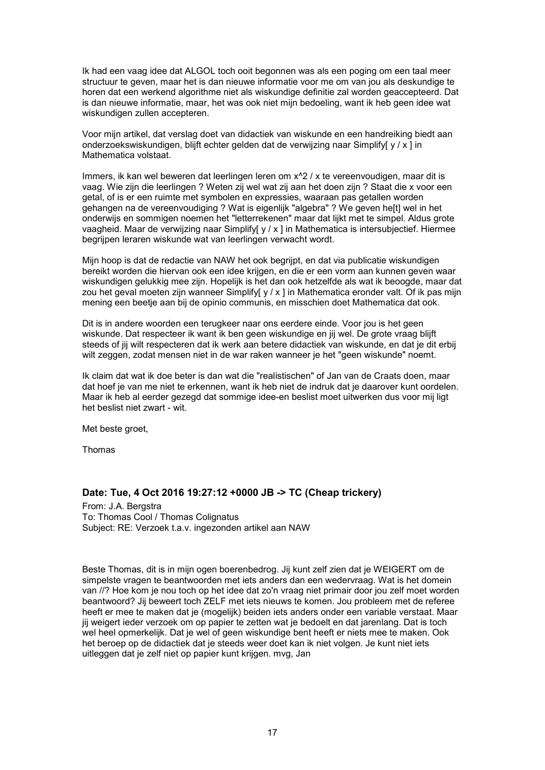Ik had een vaag idee dat ALGOL toch ooit begonnen was als een poging om een taal meer structuur te geven, maar het is dan nieuwe informatie voor me om van jou als deskundige te horen dat een werkend algorithme niet als wiskundige definitie zal worden geaccepteerd. Dat is dan nieuwe informatie, maar, het was ook niet mijn bedoeling, want ik heb geen idee wat wiskundigen zullen accepteren.

Voor mijn artikel, dat verslag doet van didactiek van wiskunde en een handreiking biedt aan onderzoekswiskundigen, blijft echter gelden dat de verwijzing naar Simplify[ y / x ] in Mathematica volstaat.

Immers, ik kan wel beweren dat leerlingen leren om $x^2 / x$ te vereenvoudigen, maar dit is vaag. Wie zijn die leerlingen ? Weten zij wel wat zij aan het doen zijn ? Staat die x voor een getal, of is er een ruimte met symbolen en expressies, waaraan pas getallen worden gehangen na de vereenvoudiging ? Wat is eigenlijk "algebra" ? We geven he[t] wel in het onderwijs en sommigen noemen het "letterrekenen" maar dat lijkt met te simpel. Aldus grote vaagheid. Maar de verwijzing naar Simplify[ y / x ] in Mathematica is intersubjectief. Hiermee begrijpen leraren wiskunde wat van leerlingen verwacht wordt.

Mijn hoop is dat de redactie van NAW het ook begrijpt, en dat via publicatie wiskundigen bereikt worden die hiervan ook een idee krijgen, en die er een vorm aan kunnen geven waar wiskundigen gelukkig mee zijn. Hopelijk is het dan ook hetzelfde als wat ik beoogde, maar dat zou het geval moeten zijn wanneer Simplify[ y / x ] in Mathematica eronder valt. Of ik pas mijn mening een beetje aan bij de opinio communis, en misschien doet Mathematica dat ook.

Dit is in andere woorden een terugkeer naar ons eerdere einde. Voor jou is het geen wiskunde. Dat respecteer ik want ik ben geen wiskundige en jij wel. De grote vraag blijft steeds of jij wilt respecteren dat ik werk aan betere didactiek van wiskunde, en dat je dit erbij wilt zeggen, zodat mensen niet in de war raken wanneer je het "geen wiskunde" noemt.

Ik claim dat wat ik doe beter is dan wat die "realistischen" of Jan van de Craats doen, maar dat hoef je van me niet te erkennen, want ik heb niet de indruk dat je daarover kunt oordelen. Maar ik heb al eerder gezegd dat sommige idee-en beslist moet uitwerken dus voor mij ligt het beslist niet zwart - wit.

Met beste groet,

Thomas

### Date: Tue, 4 Oct 2016 19:27:12 +0000 JB -> TC (Cheap trickery)

From: J.A. Bergstra
To: Thomas Cool / Thomas Colignatus
Subject: RE: Verzoek t.a.v. ingezonden artikel aan NAW

Beste Thomas, dit is in mijn ogen boerenbedrog. Jij kunt zelf zien dat je WEIGERT om de simpelste vragen te beantwoorden met iets anders dan een wedervraag. Wat is het domein van //? Hoe kom je nou toch op het idee dat zo'n vraag niet primair door jou zelf moet worden beantwoord? Jij beweert toch ZELF met iets nieuws te komen. Jou probleem met de referee heeft er mee te maken dat je (mogelijk) beiden iets anders onder een variable verstaat. Maar jij weigert ieder verzoek om op papier te zetten wat je bedoelt en dat jarenlang. Dat is toch wel heel opmerkelijk. Dat je wel of geen wiskundige bent heeft er niets mee te maken. Ook het beroep op de didactiek dat je steeds weer doet kan ik niet volgen. Je kunt niet iets uitleggen dat je zelf niet op papier kunt krijgen. mvg, Jan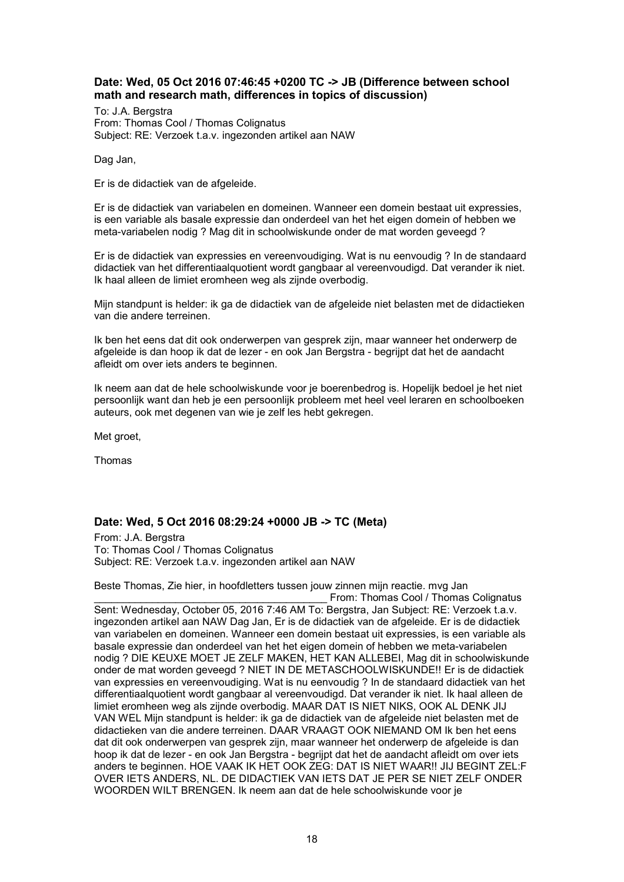### Date: Wed, 05 Oct 2016 07:46:45 +0200 TC -> JB (Difference between school math and research math, differences in topics of discussion)

To: J.A. Bergstra
From: Thomas Cool / Thomas Colignatus
Subject: RE: Verzoek t.a.v. ingezonden artikel aan NAW

Dag Jan,

Er is de didactiek van de afgeleide.

Er is de didactiek van variabelen en domeinen. Wanneer een domein bestaat uit expressies, is een variable als basale expressie dan onderdeel van het het eigen domein of hebben we meta-variabelen nodig ? Mag dit in schoolwiskunde onder de mat worden geveegd ?

Er is de didactiek van expressies en vereenvoudiging. Wat is nu eenvoudig ? In de standaard didactiek van het differentiaalquotient wordt gangbaar al vereenvoudigd. Dat verander ik niet. Ik haal alleen de limiet eromheen weg als zijnde overbodig.

Mijn standpunt is helder: ik ga de didactiek van de afgeleide niet belasten met de didactieken van die andere terreinen.

Ik ben het eens dat dit ook onderwerpen van gesprek zijn, maar wanneer het onderwerp de afgeleide is dan hoop ik dat de lezer - en ook Jan Bergstra - begrijpt dat het de aandacht afleidt om over iets anders te beginnen.

Ik neem aan dat de hele schoolwiskunde voor je boerenbedrog is. Hopelijk bedoel je het niet persoonlijk want dan heb je een persoonlijk probleem met heel veel leraren en schoolboeken auteurs, ook met degenen van wie je zelf les hebt gekregen.

Met groet,

Thomas

### Date: Wed, 5 Oct 2016 08:29:24 +0000 JB -> TC (Meta)

From: J.A. Bergstra
To: Thomas Cool / Thomas Colignatus
Subject: RE: Verzoek t.a.v. ingezonden artikel aan NAW

Beste Thomas, Zie hier, in hoofdletters tussen jouw zinnen mijn reactie. mvg Jan
________________________________________ From: Thomas Cool / Thomas Colignatus Sent: Wednesday, October 05, 2016 7:46 AM To: Bergstra, Jan Subject: RE: Verzoek t.a.v. ingezonden artikel aan NAW Dag Jan, Er is de didactiek van de afgeleide. Er is de didactiek van variabelen en domeinen. Wanneer een domein bestaat uit expressies, is een variable als basale expressie dan onderdeel van het het eigen domein of hebben we meta-variabelen nodig ? DIE KEUXE MOET JE ZELF MAKEN, HET KAN ALLEBEI, Mag dit in schoolwiskunde onder de mat worden geveegd ? NIET IN DE METASCHOOLWISKUNDE!! Er is de didactiek van expressies en vereenvoudiging. Wat is nu eenvoudig ? In de standaard didactiek van het differentiaalquotient wordt gangbaar al vereenvoudigd. Dat verander ik niet. Ik haal alleen de limiet eromheen weg als zijnde overbodig. MAAR DAT IS NIET NIKS, OOK AL DENK JIJ VAN WEL Mijn standpunt is helder: ik ga de didactiek van de afgeleide niet belasten met de didactieken van die andere terreinen. DAAR VRAAGT OOK NIEMAND OM Ik ben het eens dat dit ook onderwerpen van gesprek zijn, maar wanneer het onderwerp de afgeleide is dan hoop ik dat de lezer - en ook Jan Bergstra - begrijpt dat het de aandacht afleidt om over iets anders te beginnen. HOE VAAK IK HET OOK ZEG: DAT IS NIET WAAR!! JIJ BEGINT ZEL:F OVER IETS ANDERS, NL. DE DIDACTIEK VAN IETS DAT JE PER SE NIET ZELF ONDER WOORDEN WILT BRENGEN. Ik neem aan dat de hele schoolwiskunde voor je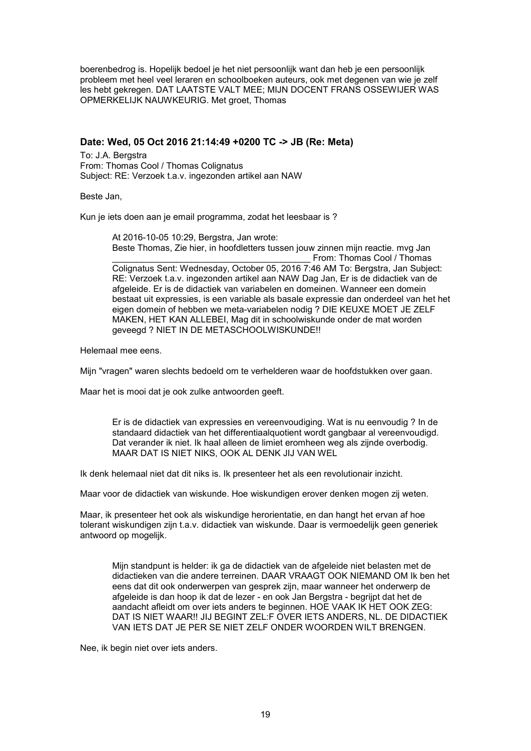boerenbedrog is. Hopelijk bedoel je het niet persoonlijk want dan heb je een persoonlijk probleem met heel veel leraren en schoolboeken auteurs, ook met degenen van wie je zelf les hebt gekregen. DAT LAATSTE VALT MEE; MIJN DOCENT FRANS OSSEWIJER WAS OPMERKELIJK NAUWKEURIG. Met groet, Thomas

### Date: Wed, 05 Oct 2016 21:14:49 +0200 TC -> JB (Re: Meta)

To: J.A. Bergstra
From: Thomas Cool / Thomas Colignatus
Subject: RE: Verzoek t.a.v. ingezonden artikel aan NAW

Beste Jan,

Kun je iets doen aan je email programma, zodat het leesbaar is ?

> At 2016-10-05 10:29, Bergstra, Jan wrote:
> Beste Thomas, Zie hier, in hoofdletters tussen jouw zinnen mijn reactie. mvg Jan ________________________________________ From: Thomas Cool / Thomas Colignatus Sent: Wednesday, October 05, 2016 7:46 AM To: Bergstra, Jan Subject: RE: Verzoek t.a.v. ingezonden artikel aan NAW Dag Jan, Er is de didactiek van de afgeleide. Er is de didactiek van variabelen en domeinen. Wanneer een domein bestaat uit expressies, is een variable als basale expressie dan onderdeel van het het eigen domein of hebben we meta-variabelen nodig ? DIE KEUXE MOET JE ZELF MAKEN, HET KAN ALLEBEI, Mag dit in schoolwiskunde onder de mat worden geveegd ? NIET IN DE METASCHOOLWISKUNDE!!

Helemaal mee eens.

Mijn "vragen" waren slechts bedoeld om te verhelderen waar de hoofdstukken over gaan.

Maar het is mooi dat je ook zulke antwoorden geeft.

> Er is de didactiek van expressies en vereenvoudiging. Wat is nu eenvoudig ? In de standaard didactiek van het differentiaalquotient wordt gangbaar al vereenvoudigd. Dat verander ik niet. Ik haal alleen de limiet eromheen weg als zijnde overbodig. MAAR DAT IS NIET NIKS, OOK AL DENK JIJ VAN WEL

Ik denk helemaal niet dat dit niks is. Ik presenteer het als een revolutionair inzicht.

Maar voor de didactiek van wiskunde. Hoe wiskundigen erover denken mogen zij weten.

Maar, ik presenteer het ook als wiskundige herorientatie, en dan hangt het ervan af hoe tolerant wiskundigen zijn t.a.v. didactiek van wiskunde. Daar is vermoedelijk geen generiek antwoord op mogelijk.

> Mijn standpunt is helder: ik ga de didactiek van de afgeleide niet belasten met de didactieken van die andere terreinen. DAAR VRAAGT OOK NIEMAND OM Ik ben het eens dat dit ook onderwerpen van gesprek zijn, maar wanneer het onderwerp de afgeleide is dan hoop ik dat de lezer - en ook Jan Bergstra - begrijpt dat het de aandacht afleidt om over iets anders te beginnen. HOE VAAK IK HET OOK ZEG: DAT IS NIET WAAR!! JIJ BEGINT ZEL:F OVER IETS ANDERS, NL. DE DIDACTIEK VAN IETS DAT JE PER SE NIET ZELF ONDER WOORDEN WILT BRENGEN.

Nee, ik begin niet over iets anders.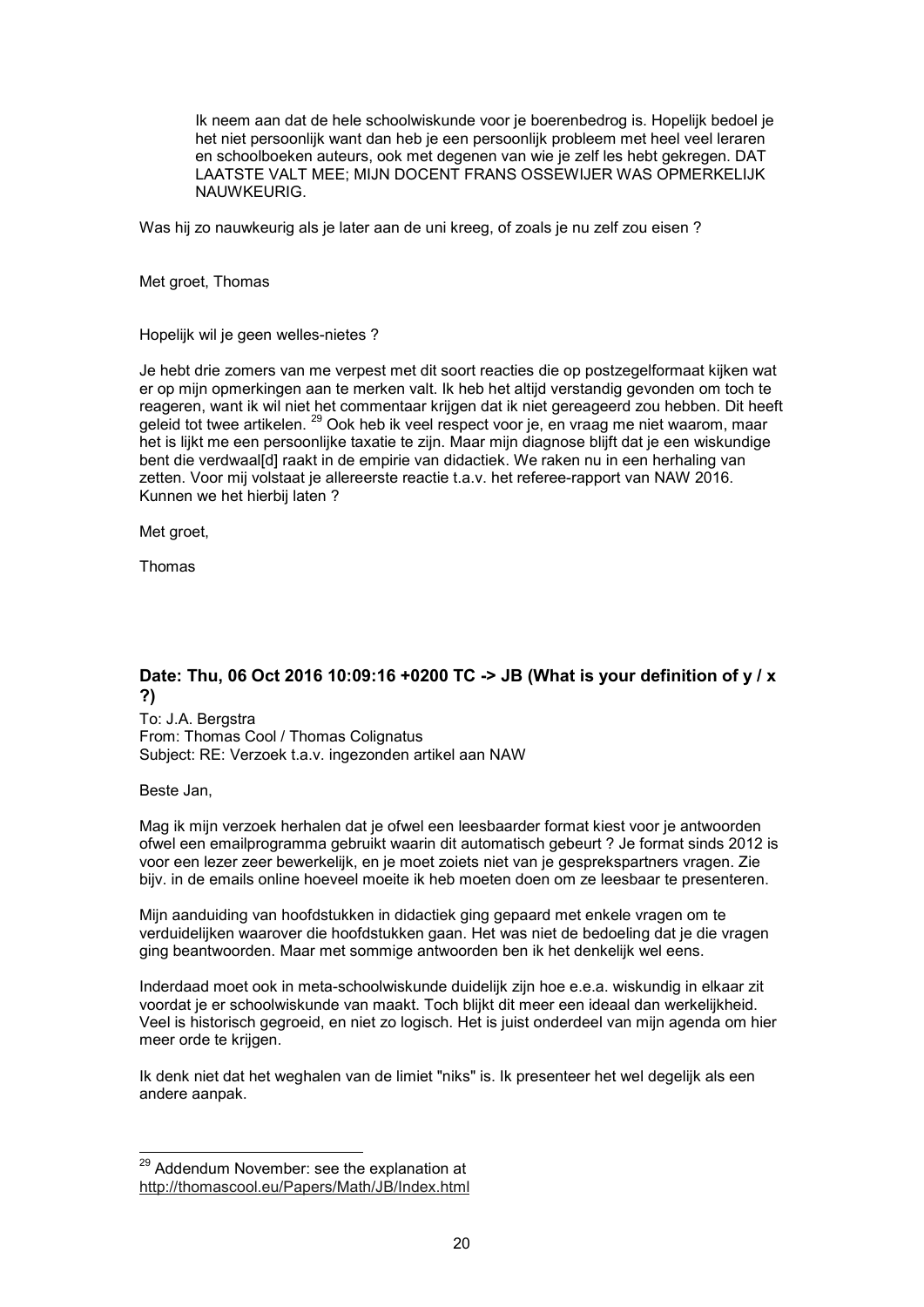> Ik neem aan dat de hele schoolwiskunde voor je boerenbedrog is. Hopelijk bedoel je het niet persoonlijk want dan heb je een persoonlijk probleem met heel veel leraren en schoolboeken auteurs, ook met degenen van wie je zelf les hebt gekregen. DAT LAATSTE VALT MEE; MIJN DOCENT FRANS OSSEWIJER WAS OPMERKELIJK NAUWKEURIG.

Was hij zo nauwkeurig als je later aan de uni kreeg, of zoals je nu zelf zou eisen ?

Met groet, Thomas

Hopelijk wil je geen welles-nietes ?

Je hebt drie zomers van me verpest met dit soort reacties die op postzegelformaat kijken wat er op mijn opmerkingen aan te merken valt. Ik heb het altijd verstandig gevonden om toch te reageren, want ik wil niet het commentaar krijgen dat ik niet gereageerd zou hebben. Dit heeft geleid tot twee artikelen. [29] Ook heb ik veel respect voor je, en vraag me niet waarom, maar het is lijkt me een persoonlijke taxatie te zijn. Maar mijn diagnose blijft dat je een wiskundige bent die verdwaal[d] raakt in de empirie van didactiek. We raken nu in een herhaling van zetten. Voor mij volstaat je allereerste reactie t.a.v. het referee-rapport van NAW 2016. Kunnen we het hierbij laten ?

Met groet,

Thomas

### Date: Thu, 06 Oct 2016 10:09:16 +0200 TC -> JB (What is your definition of y / x ?)

To: J.A. Bergstra
From: Thomas Cool / Thomas Colignatus
Subject: RE: Verzoek t.a.v. ingezonden artikel aan NAW

Beste Jan,

Mag ik mijn verzoek herhalen dat je ofwel een leesbaarder format kiest voor je antwoorden ofwel een emailprogramma gebruikt waarin dit automatisch gebeurt ? Je format sinds 2012 is voor een lezer zeer bewerkelijk, en je moet zoiets niet van je gesprekspartners vragen. Zie bijv. in de emails online hoeveel moeite ik heb moeten doen om ze leesbaar te presenteren.

Mijn aanduiding van hoofdstukken in didactiek ging gepaard met enkele vragen om te verduidelijken waarover die hoofdstukken gaan. Het was niet de bedoeling dat je die vragen ging beantwoorden. Maar met sommige antwoorden ben ik het denkelijk wel eens.

Inderdaad moet ook in meta-schoolwiskunde duidelijk zijn hoe e.e.a. wiskundig in elkaar zit voordat je er schoolwiskunde van maakt. Toch blijkt dit meer een ideaal dan werkelijkheid. Veel is historisch gegroeid, en niet zo logisch. Het is juist onderdeel van mijn agenda om hier meer orde te krijgen.

Ik denk niet dat het weghalen van de limiet "niks" is. Ik presenteer het wel degelijk als een andere aanpak.

---

[29] Addendum November: see the explanation at http://thomascool.eu/Papers/Math/JB/Index.html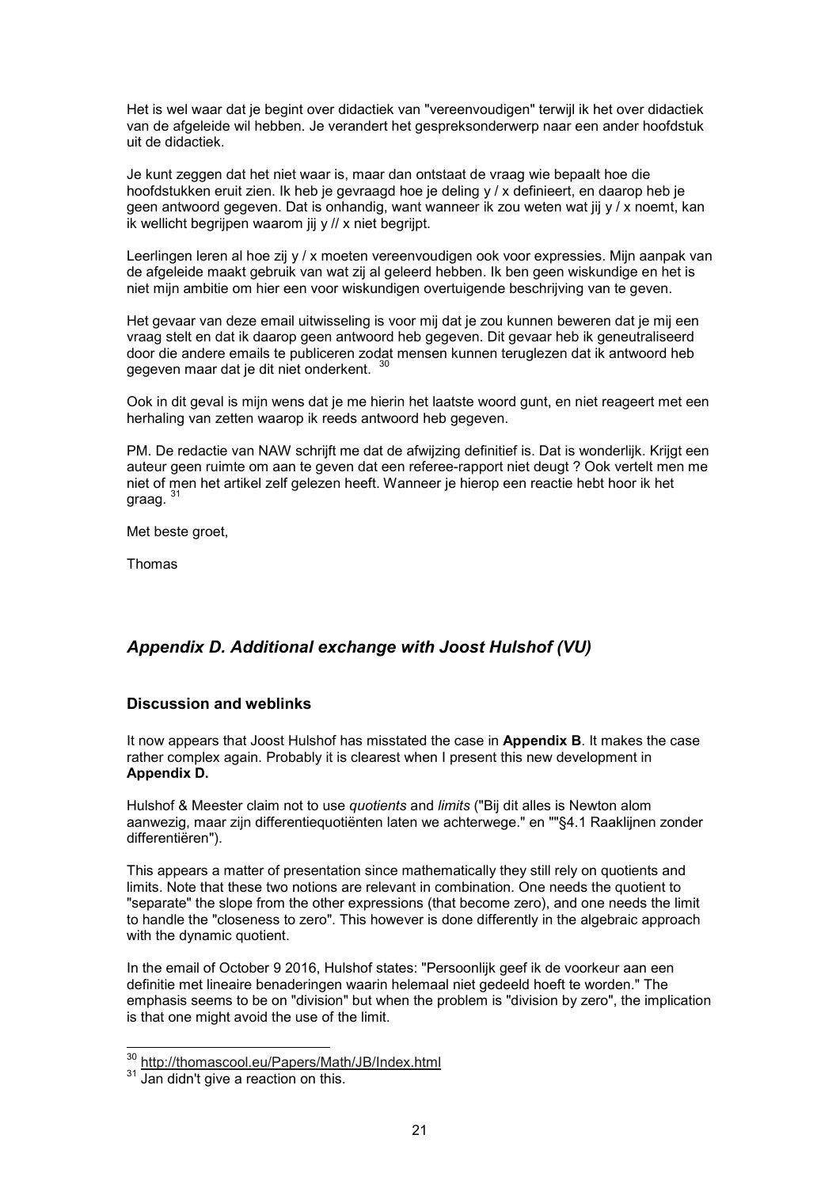Het is wel waar dat je begint over didactiek van "vereenvoudigen" terwijl ik het over didactiek van de afgeleide wil hebben. Je verandert het gespreksonderwerp naar een ander hoofdstuk uit de didactiek.

Je kunt zeggen dat het niet waar is, maar dan ontstaat de vraag wie bepaalt hoe die hoofdstukken eruit zien. Ik heb je gevraagd hoe je deling y / x definieert, en daarop heb je geen antwoord gegeven. Dat is onhandig, want wanneer ik zou weten wat jij y / x noemt, kan ik wellicht begrijpen waarom jij y // x niet begrijpt.

Leerlingen leren al hoe zij y / x moeten vereenvoudigen ook voor expressies. Mijn aanpak van de afgeleide maakt gebruik van wat zij al geleerd hebben. Ik ben geen wiskundige en het is niet mijn ambitie om hier een voor wiskundigen overtuigende beschrijving van te geven.

Het gevaar van deze email uitwisseling is voor mij dat je zou kunnen beweren dat je mij een vraag stelt en dat ik daarop geen antwoord heb gegeven. Dit gevaar heb ik geneutraliseerd door die andere emails te publiceren zodat mensen kunnen teruglezen dat ik antwoord heb gegeven maar dat je dit niet onderkent. [30]

Ook in dit geval is mijn wens dat je me hierin het laatste woord gunt, en niet reageert met een herhaling van zetten waarop ik reeds antwoord heb gegeven.

PM. De redactie van NAW schrijft me dat de afwijzing definitief is. Dat is wonderlijk. Krijgt een auteur geen ruimte om aan te geven dat een referee-rapport niet deugt ? Ook vertelt men me niet of men het artikel zelf gelezen heeft. Wanneer je hierop een reactie hebt hoor ik het graag. [31]

Met beste groet,

Thomas

## *Appendix D. Additional exchange with Joost Hulshof (VU)*

### Discussion and weblinks

It now appears that Joost Hulshof has misstated the case in **Appendix B**. It makes the case rather complex again. Probably it is clearest when I present this new development in **Appendix D.**

Hulshof & Meester claim not to use *quotients* and *limits* ("Bij dit alles is Newton alom aanwezig, maar zijn differentiequotiënten laten we achterwege." en ""§4.1 Raaklijnen zonder differentiëren").

This appears a matter of presentation since mathematically they still rely on quotients and limits. Note that these two notions are relevant in combination. One needs the quotient to "separate" the slope from the other expressions (that become zero), and one needs the limit to handle the "closeness to zero". This however is done differently in the algebraic approach with the dynamic quotient.

In the email of October 9 2016, Hulshof states: "Persoonlijk geef ik de voorkeur aan een definitie met lineaire benaderingen waarin helemaal niet gedeeld hoeft te worden." The emphasis seems to be on "division" but when the problem is "division by zero", the implication is that one might avoid the use of the limit.

---

[30] http://thomascool.eu/Papers/Math/JB/Index.html

[31] Jan didn't give a reaction on this.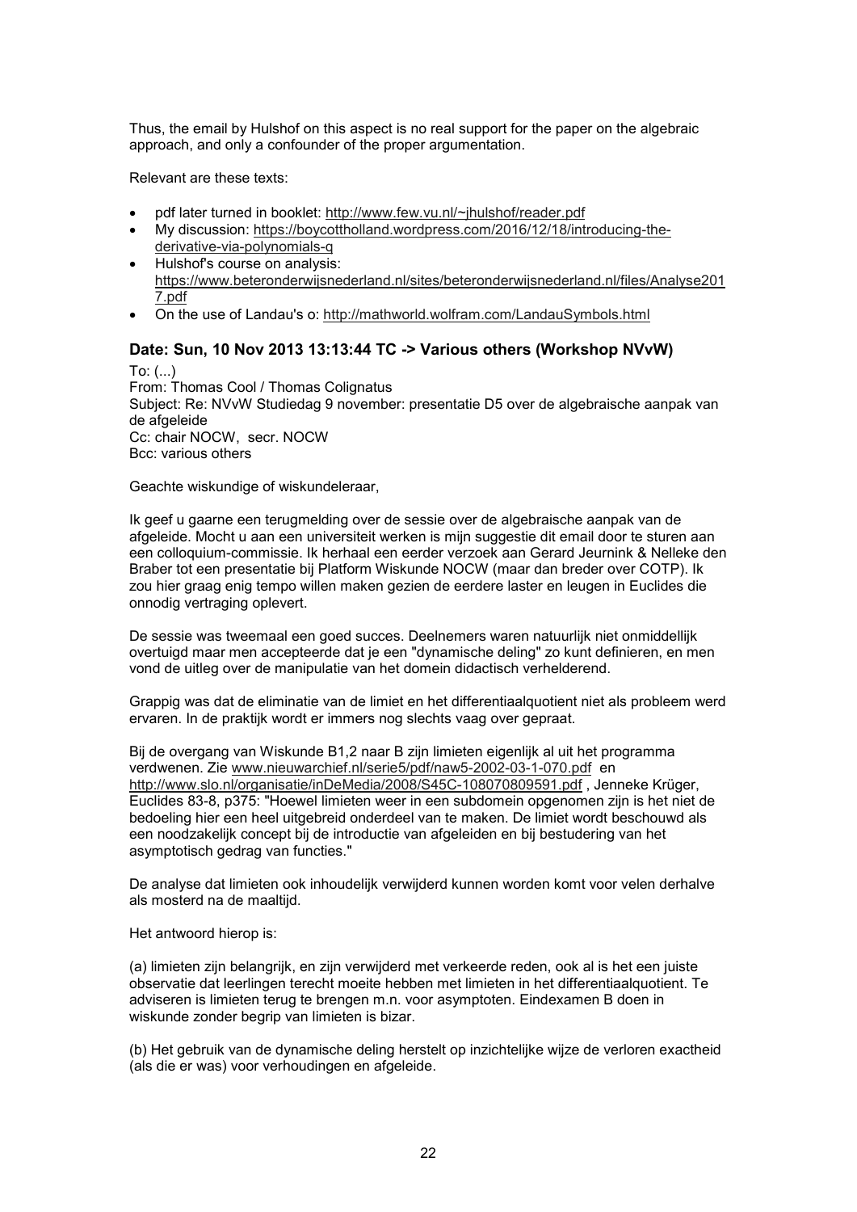Thus, the email by Hulshof on this aspect is no real support for the paper on the algebraic approach, and only a confounder of the proper argumentation.

Relevant are these texts:

- pdf later turned in booklet: http://www.few.vu.nl/~jhulshof/reader.pdf
- My discussion: https://boycottholland.wordpress.com/2016/12/18/introducing-the-derivative-via-polynomials-q
- Hulshof's course on analysis: https://www.beteronderwijsnederland.nl/sites/beteronderwijsnederland.nl/files/Analyse2017.pdf
- On the use of Landau's o: http://mathworld.wolfram.com/LandauSymbols.html

### Date: Sun, 10 Nov 2013 13:13:44 TC -> Various others (Workshop NVvW)

To: (...)
From: Thomas Cool / Thomas Colignatus
Subject: Re: NVvW Studiedag 9 november: presentatie D5 over de algebraische aanpak van de afgeleide
Cc: chair NOCW, secr. NOCW
Bcc: various others

Geachte wiskundige of wiskundeleraar,

Ik geef u gaarne een terugmelding over de sessie over de algebraische aanpak van de afgeleide. Mocht u aan een universiteit werken is mijn suggestie dit email door te sturen aan een colloquium-commissie. Ik herhaal een eerder verzoek aan Gerard Jeurnink & Nelleke den Braber tot een presentatie bij Platform Wiskunde NOCW (maar dan breder over COTP). Ik zou hier graag enig tempo willen maken gezien de eerdere laster en leugen in Euclides die onnodig vertraging oplevert.

De sessie was tweemaal een goed succes. Deelnemers waren natuurlijk niet onmiddellijk overtuigd maar men accepteerde dat je een "dynamische deling" zo kunt definieren, en men vond de uitleg over de manipulatie van het domein didactisch verhelderend.

Grappig was dat de eliminatie van de limiet en het differentiaalquotient niet als probleem werd ervaren. In de praktijk wordt er immers nog slechts vaag over gepraat.

Bij de overgang van Wiskunde B1,2 naar B zijn limieten eigenlijk al uit het programma verdwenen. Zie www.nieuwarchief.nl/serie5/pdf/naw5-2002-03-1-070.pdf en http://www.slo.nl/organisatie/inDeMedia/2008/S45C-108070809591.pdf , Jenneke Krüger, Euclides 83-8, p375: "Hoewel limieten weer in een subdomein opgenomen zijn is het niet de bedoeling hier een heel uitgebreid onderdeel van te maken. De limiet wordt beschouwd als een noodzakelijk concept bij de introductie van afgeleiden en bij bestudering van het asymptotisch gedrag van functies."

De analyse dat limieten ook inhoudelijk verwijderd kunnen worden komt voor velen derhalve als mosterd na de maaltijd.

Het antwoord hierop is:

(a) limieten zijn belangrijk, en zijn verwijderd met verkeerde reden, ook al is het een juiste observatie dat leerlingen terecht moeite hebben met limieten in het differentiaalquotient. Te adviseren is limieten terug te brengen m.n. voor asymptoten. Eindexamen B doen in wiskunde zonder begrip van limieten is bizar.

(b) Het gebruik van de dynamische deling herstelt op inzichtelijke wijze de verloren exactheid (als die er was) voor verhoudingen en afgeleide.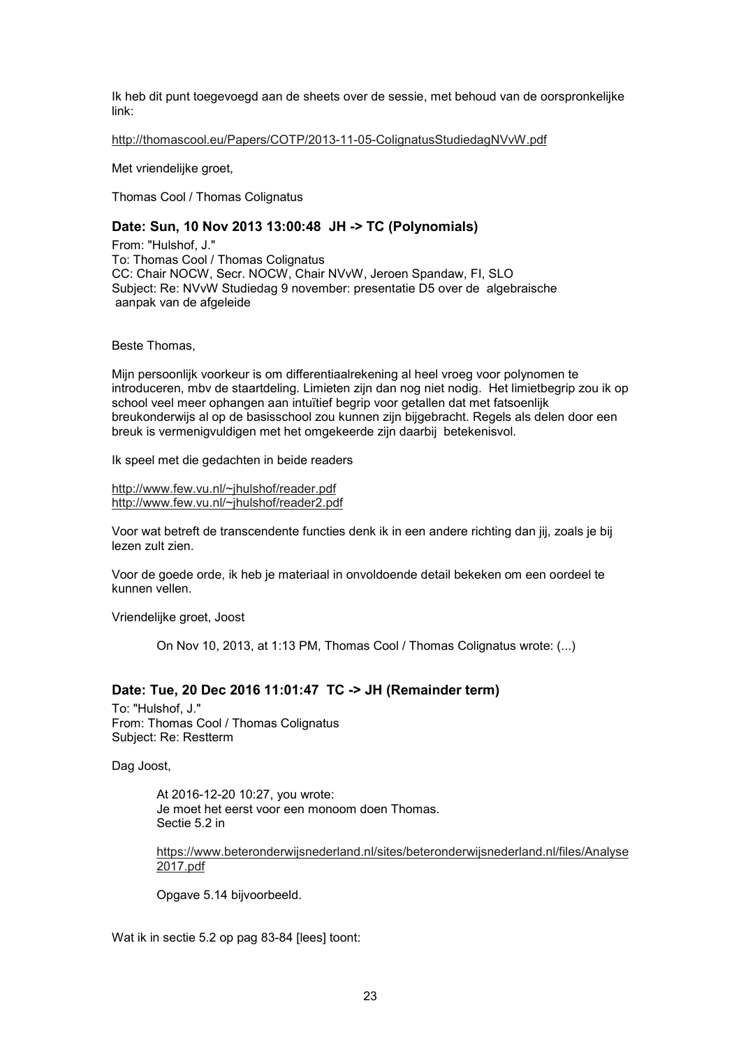Ik heb dit punt toegevoegd aan de sheets over de sessie, met behoud van de oorspronkelijke link:

http://thomascool.eu/Papers/COTP/2013-11-05-ColignatusStudiedagNVvW.pdf

Met vriendelijke groet,

Thomas Cool / Thomas Colignatus

### Date: Sun, 10 Nov 2013 13:00:48 JH -> TC (Polynomials)

From: "Hulshof, J."
To: Thomas Cool / Thomas Colignatus
CC: Chair NOCW, Secr. NOCW, Chair NVvW, Jeroen Spandaw, FI, SLO
Subject: Re: NVvW Studiedag 9 november: presentatie D5 over de algebraische aanpak van de afgeleide

Beste Thomas,

Mijn persoonlijk voorkeur is om differentiaalrekening al heel vroeg voor polynomen te introduceren, mbv de staartdeling. Limieten zijn dan nog niet nodig. Het limietbegrip zou ik op school veel meer ophangen aan intuïtief begrip voor getallen dat met fatsoenlijk breukonderwijs al op de basisschool zou kunnen zijn bijgebracht. Regels als delen door een breuk is vermenigvuldigen met het omgekeerde zijn daarbij betekenisvol.

Ik speel met die gedachten in beide readers

http://www.few.vu.nl/~jhulshof/reader.pdf
http://www.few.vu.nl/~jhulshof/reader2.pdf

Voor wat betreft de transcendente functies denk ik in een andere richting dan jij, zoals je bij lezen zult zien.

Voor de goede orde, ik heb je materiaal in onvoldoende detail bekeken om een oordeel te kunnen vellen.

Vriendelijke groet, Joost

> On Nov 10, 2013, at 1:13 PM, Thomas Cool / Thomas Colignatus wrote: (...)

### Date: Tue, 20 Dec 2016 11:01:47 TC -> JH (Remainder term)

To: "Hulshof, J."
From: Thomas Cool / Thomas Colignatus
Subject: Re: Restterm

Dag Joost,

> At 2016-12-20 10:27, you wrote:
> Je moet het eerst voor een monoom doen Thomas.
> Sectie 5.2 in
>
> https://www.beteronderwijsnederland.nl/sites/beteronderwijsnederland.nl/files/Analyse2017.pdf
>
> Opgave 5.14 bijvoorbeeld.

Wat ik in sectie 5.2 op pag 83-84 [lees] toont: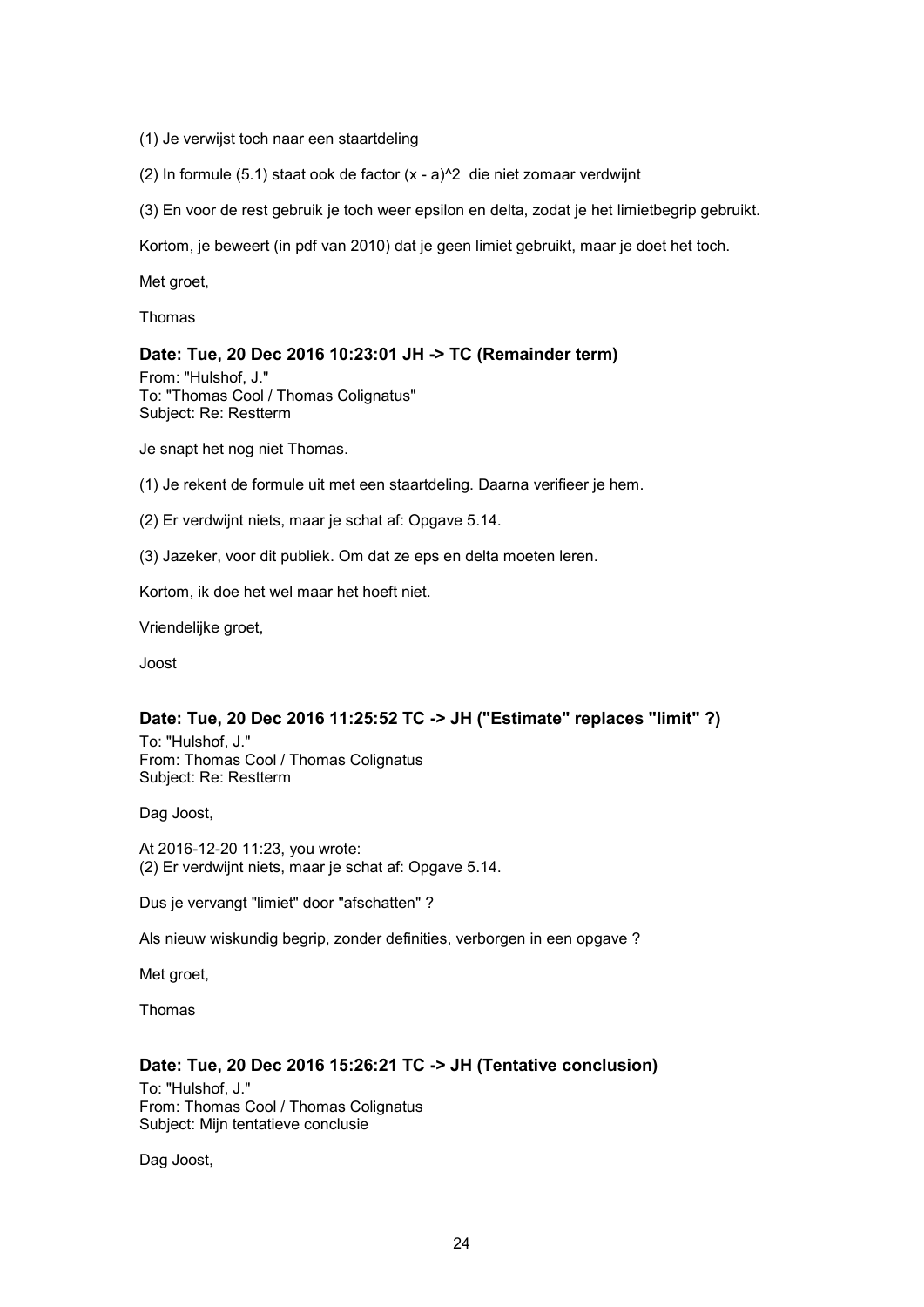(1) Je verwijst toch naar een staartdeling

(2) In formule (5.1) staat ook de factor $(x - a)^2$ die niet zomaar verdwijnt

(3) En voor de rest gebruik je toch weer epsilon en delta, zodat je het limietbegrip gebruikt.

Kortom, je beweert (in pdf van 2010) dat je geen limiet gebruikt, maar je doet het toch.

Met groet,

Thomas

### Date: Tue, 20 Dec 2016 10:23:01 JH -> TC (Remainder term)

From: "Hulshof, J."
To: "Thomas Cool / Thomas Colignatus"
Subject: Re: Restterm

Je snapt het nog niet Thomas.

(1) Je rekent de formule uit met een staartdeling. Daarna verifieer je hem.

(2) Er verdwijnt niets, maar je schat af: Opgave 5.14.

(3) Jazeker, voor dit publiek. Om dat ze eps en delta moeten leren.

Kortom, ik doe het wel maar het hoeft niet.

Vriendelijke groet,

Joost

### Date: Tue, 20 Dec 2016 11:25:52 TC -> JH ("Estimate" replaces "limit" ?)

To: "Hulshof, J."
From: Thomas Cool / Thomas Colignatus
Subject: Re: Restterm

Dag Joost,

At 2016-12-20 11:23, you wrote:
(2) Er verdwijnt niets, maar je schat af: Opgave 5.14.

Dus je vervangt "limiet" door "afschatten" ?

Als nieuw wiskundig begrip, zonder definities, verborgen in een opgave ?

Met groet,

Thomas

### Date: Tue, 20 Dec 2016 15:26:21 TC -> JH (Tentative conclusion)

To: "Hulshof, J."
From: Thomas Cool / Thomas Colignatus
Subject: Mijn tentatieve conclusie

Dag Joost,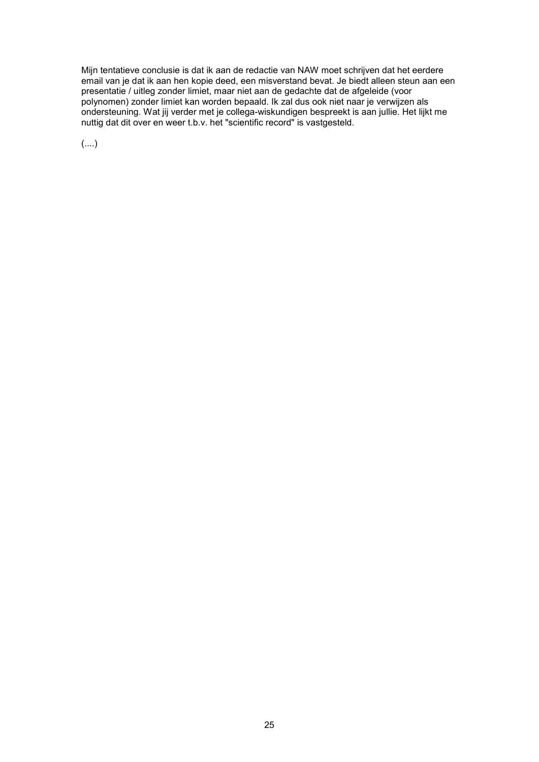Mijn tentatieve conclusie is dat ik aan de redactie van NAW moet schrijven dat het eerdere email van je dat ik aan hen kopie deed, een misverstand bevat. Je biedt alleen steun aan een presentatie / uitleg zonder limiet, maar niet aan de gedachte dat de afgeleide (voor polynomen) zonder limiet kan worden bepaald. Ik zal dus ook niet naar je verwijzen als ondersteuning. Wat jij verder met je collega-wiskundigen bespreekt is aan jullie. Het lijkt me nuttig dat dit over en weer t.b.v. het "scientific record" is vastgesteld.

(....)